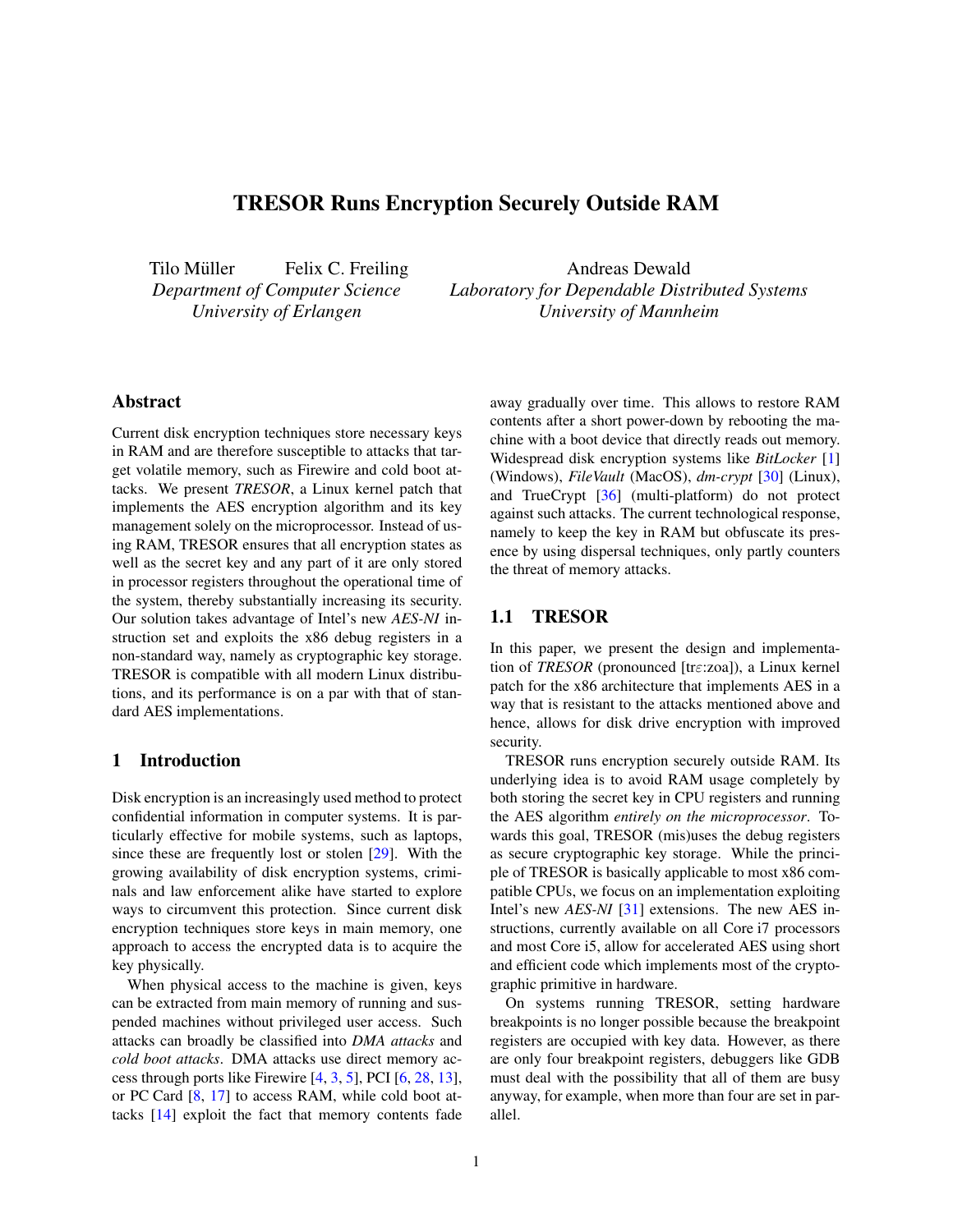# TRESOR Runs Encryption Securely Outside RAM

Tilo Müller    Felix C. Freiling
*Department of Computer Science*
*University of Erlangen*

Andreas Dewald
*Laboratory for Dependable Distributed Systems*
*University of Mannheim*

## Abstract

Current disk encryption techniques store necessary keys in RAM and are therefore susceptible to attacks that target volatile memory, such as Firewire and cold boot attacks. We present *TRESOR*, a Linux kernel patch that implements the AES encryption algorithm and its key management solely on the microprocessor. Instead of using RAM, TRESOR ensures that all encryption states as well as the secret key and any part of it are only stored in processor registers throughout the operational time of the system, thereby substantially increasing its security. Our solution takes advantage of Intel's new *AES-NI* instruction set and exploits the x86 debug registers in a non-standard way, namely as cryptographic key storage. TRESOR is compatible with all modern Linux distributions, and its performance is on a par with that of standard AES implementations.

## 1 Introduction

Disk encryption is an increasingly used method to protect confidential information in computer systems. It is particularly effective for mobile systems, such as laptops, since these are frequently lost or stolen [29]. With the growing availability of disk encryption systems, criminals and law enforcement alike have started to explore ways to circumvent this protection. Since current disk encryption techniques store keys in main memory, one approach to access the encrypted data is to acquire the key physically.

When physical access to the machine is given, keys can be extracted from main memory of running and suspended machines without privileged user access. Such attacks can broadly be classified into *DMA attacks* and *cold boot attacks*. DMA attacks use direct memory access through ports like Firewire [4, 3, 5], PCI [6, 28, 13], or PC Card [8, 17] to access RAM, while cold boot attacks [14] exploit the fact that memory contents fade away gradually over time. This allows to restore RAM contents after a short power-down by rebooting the machine with a boot device that directly reads out memory. Widespread disk encryption systems like *BitLocker* [1] (Windows), *FileVault* (MacOS), *dm-crypt* [30] (Linux), and TrueCrypt [36] (multi-platform) do not protect against such attacks. The current technological response, namely to keep the key in RAM but obfuscate its presence by using dispersal techniques, only partly counters the threat of memory attacks.

### 1.1 TRESOR

In this paper, we present the design and implementation of *TRESOR* (pronounced [trɛ:zoa]), a Linux kernel patch for the x86 architecture that implements AES in a way that is resistant to the attacks mentioned above and hence, allows for disk drive encryption with improved security.

TRESOR runs encryption securely outside RAM. Its underlying idea is to avoid RAM usage completely by both storing the secret key in CPU registers and running the AES algorithm *entirely on the microprocessor*. Towards this goal, TRESOR (mis)uses the debug registers as secure cryptographic key storage. While the principle of TRESOR is basically applicable to most x86 compatible CPUs, we focus on an implementation exploiting Intel's new *AES-NI* [31] extensions. The new AES instructions, currently available on all Core i7 processors and most Core i5, allow for accelerated AES using short and efficient code which implements most of the cryptographic primitive in hardware.

On systems running TRESOR, setting hardware breakpoints is no longer possible because the breakpoint registers are occupied with key data. However, as there are only four breakpoint registers, debuggers like GDB must deal with the possibility that all of them are busy anyway, for example, when more than four are set in parallel.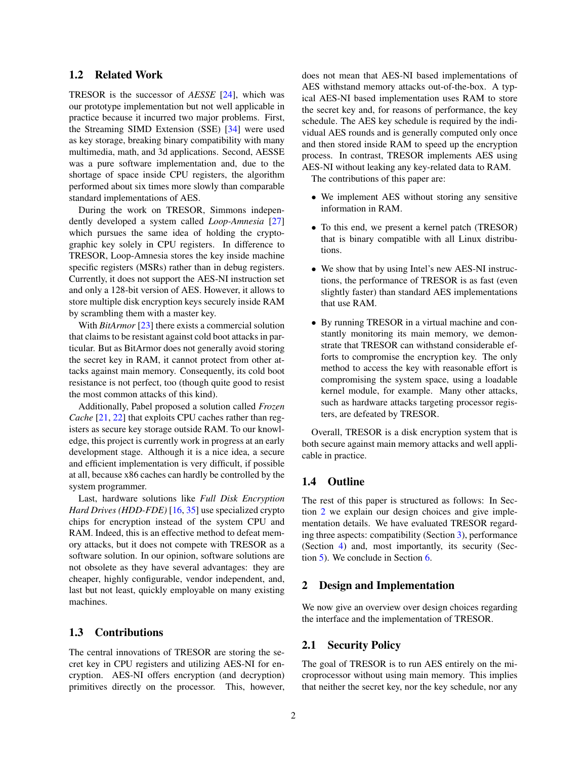### 1.2 Related Work

TRESOR is the successor of *AESSE* [24], which was our prototype implementation but not well applicable in practice because it incurred two major problems. First, the Streaming SIMD Extension (SSE) [34] were used as key storage, breaking binary compatibility with many multimedia, math, and 3d applications. Second, AESSE was a pure software implementation and, due to the shortage of space inside CPU registers, the algorithm performed about six times more slowly than comparable standard implementations of AES.

During the work on TRESOR, Simmons independently developed a system called *Loop-Amnesia* [27] which pursues the same idea of holding the cryptographic key solely in CPU registers. In difference to TRESOR, Loop-Amnesia stores the key inside machine specific registers (MSRs) rather than in debug registers. Currently, it does not support the AES-NI instruction set and only a 128-bit version of AES. However, it allows to store multiple disk encryption keys securely inside RAM by scrambling them with a master key.

With *BitArmor* [23] there exists a commercial solution that claims to be resistant against cold boot attacks in particular. But as BitArmor does not generally avoid storing the secret key in RAM, it cannot protect from other attacks against main memory. Consequently, its cold boot resistance is not perfect, too (though quite good to resist the most common attacks of this kind).

Additionally, Pabel proposed a solution called *Frozen Cache* [21, 22] that exploits CPU caches rather than registers as secure key storage outside RAM. To our knowledge, this project is currently work in progress at an early development stage. Although it is a nice idea, a secure and efficient implementation is very difficult, if possible at all, because x86 caches can hardly be controlled by the system programmer.

Last, hardware solutions like *Full Disk Encryption Hard Drives (HDD-FDE)* [16, 35] use specialized crypto chips for encryption instead of the system CPU and RAM. Indeed, this is an effective method to defeat memory attacks, but it does not compete with TRESOR as a software solution. In our opinion, software solutions are not obsolete as they have several advantages: they are cheaper, highly configurable, vendor independent, and, last but not least, quickly employable on many existing machines.

### 1.3 Contributions

The central innovations of TRESOR are storing the secret key in CPU registers and utilizing AES-NI for encryption. AES-NI offers encryption (and decryption) primitives directly on the processor. This, however, does not mean that AES-NI based implementations of AES withstand memory attacks out-of-the-box. A typical AES-NI based implementation uses RAM to store the secret key and, for reasons of performance, the key schedule. The AES key schedule is required by the individual AES rounds and is generally computed only once and then stored inside RAM to speed up the encryption process. In contrast, TRESOR implements AES using AES-NI without leaking any key-related data to RAM.

The contributions of this paper are:

- We implement AES without storing any sensitive information in RAM.
- To this end, we present a kernel patch (TRESOR) that is binary compatible with all Linux distributions.
- We show that by using Intel's new AES-NI instructions, the performance of TRESOR is as fast (even slightly faster) than standard AES implementations that use RAM.
- By running TRESOR in a virtual machine and constantly monitoring its main memory, we demonstrate that TRESOR can withstand considerable efforts to compromise the encryption key. The only method to access the key with reasonable effort is compromising the system space, using a loadable kernel module, for example. Many other attacks, such as hardware attacks targeting processor registers, are defeated by TRESOR.

Overall, TRESOR is a disk encryption system that is both secure against main memory attacks and well applicable in practice.

### 1.4 Outline

The rest of this paper is structured as follows: In Section 2 we explain our design choices and give implementation details. We have evaluated TRESOR regarding three aspects: compatibility (Section 3), performance (Section 4) and, most importantly, its security (Section 5). We conclude in Section 6.

## 2 Design and Implementation

We now give an overview over design choices regarding the interface and the implementation of TRESOR.

### 2.1 Security Policy

The goal of TRESOR is to run AES entirely on the microprocessor without using main memory. This implies that neither the secret key, nor the key schedule, nor any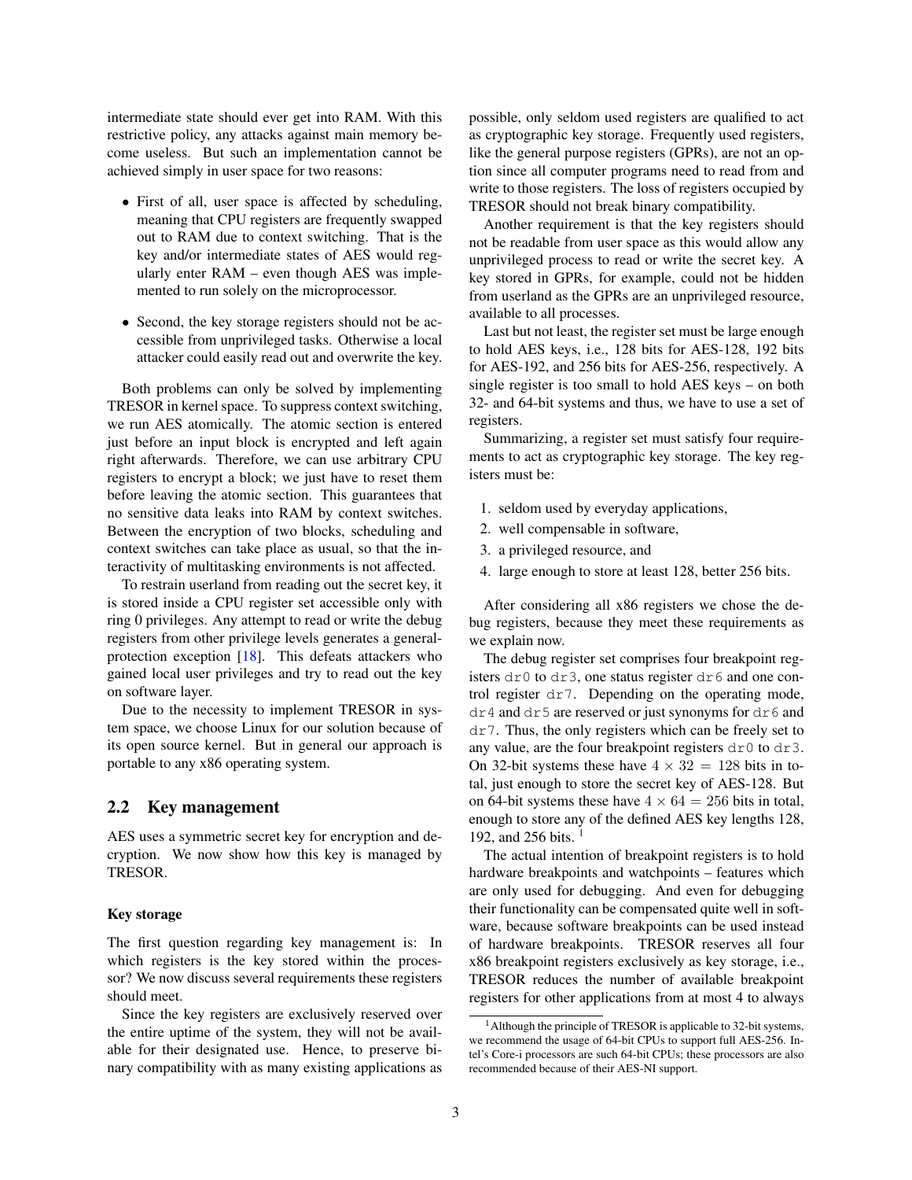intermediate state should ever get into RAM. With this restrictive policy, any attacks against main memory become useless. But such an implementation cannot be achieved simply in user space for two reasons:

- First of all, user space is affected by scheduling, meaning that CPU registers are frequently swapped out to RAM due to context switching. That is the key and/or intermediate states of AES would regularly enter RAM – even though AES was implemented to run solely on the microprocessor.
- Second, the key storage registers should not be accessible from unprivileged tasks. Otherwise a local attacker could easily read out and overwrite the key.

Both problems can only be solved by implementing TRESOR in kernel space. To suppress context switching, we run AES atomically. The atomic section is entered just before an input block is encrypted and left again right afterwards. Therefore, we can use arbitrary CPU registers to encrypt a block; we just have to reset them before leaving the atomic section. This guarantees that no sensitive data leaks into RAM by context switches. Between the encryption of two blocks, scheduling and context switches can take place as usual, so that the interactivity of multitasking environments is not affected.

To restrain userland from reading out the secret key, it is stored inside a CPU register set accessible only with ring 0 privileges. Any attempt to read or write the debug registers from other privilege levels generates a general-protection exception [18]. This defeats attackers who gained local user privileges and try to read out the key on software layer.

Due to the necessity to implement TRESOR in system space, we choose Linux for our solution because of its open source kernel. But in general our approach is portable to any x86 operating system.

## 2.2 Key management

AES uses a symmetric secret key for encryption and decryption. We now show how this key is managed by TRESOR.

**Key storage**

The first question regarding key management is: In which registers is the key stored within the processor? We now discuss several requirements these registers should meet.

Since the key registers are exclusively reserved over the entire uptime of the system, they will not be available for their designated use. Hence, to preserve binary compatibility with as many existing applications as possible, only seldom used registers are qualified to act as cryptographic key storage. Frequently used registers, like the general purpose registers (GPRs), are not an option since all computer programs need to read from and write to those registers. The loss of registers occupied by TRESOR should not break binary compatibility.

Another requirement is that the key registers should not be readable from user space as this would allow any unprivileged process to read or write the secret key. A key stored in GPRs, for example, could not be hidden from userland as the GPRs are an unprivileged resource, available to all processes.

Last but not least, the register set must be large enough to hold AES keys, i.e., 128 bits for AES-128, 192 bits for AES-192, and 256 bits for AES-256, respectively. A single register is too small to hold AES keys – on both 32- and 64-bit systems and thus, we have to use a set of registers.

Summarizing, a register set must satisfy four requirements to act as cryptographic key storage. The key registers must be:

1. seldom used by everyday applications,
2. well compensable in software,
3. a privileged resource, and
4. large enough to store at least 128, better 256 bits.

After considering all x86 registers we chose the debug registers, because they meet these requirements as we explain now.

The debug register set comprises four breakpoint registers `dr0` to `dr3`, one status register `dr6` and one control register `dr7`. Depending on the operating mode, `dr4` and `dr5` are reserved or just synonyms for `dr6` and `dr7`. Thus, the only registers which can be freely set to any value, are the four breakpoint registers `dr0` to `dr3`. On 32-bit systems these have $4 \times 32 = 128$ bits in total, just enough to store the secret key of AES-128. But on 64-bit systems these have $4 \times 64 = 256$ bits in total, enough to store any of the defined AES key lengths 128, 192, and 256 bits. [1]

The actual intention of breakpoint registers is to hold hardware breakpoints and watchpoints – features which are only used for debugging. And even for debugging their functionality can be compensated quite well in software, because software breakpoints can be used instead of hardware breakpoints. TRESOR reserves all four x86 breakpoint registers exclusively as key storage, i.e., TRESOR reduces the number of available breakpoint registers for other applications from at most 4 to always

[1] Although the principle of TRESOR is applicable to 32-bit systems, we recommend the usage of 64-bit CPUs to support full AES-256. Intel's Core-i processors are such 64-bit CPUs; these processors are also recommended because of their AES-NI support.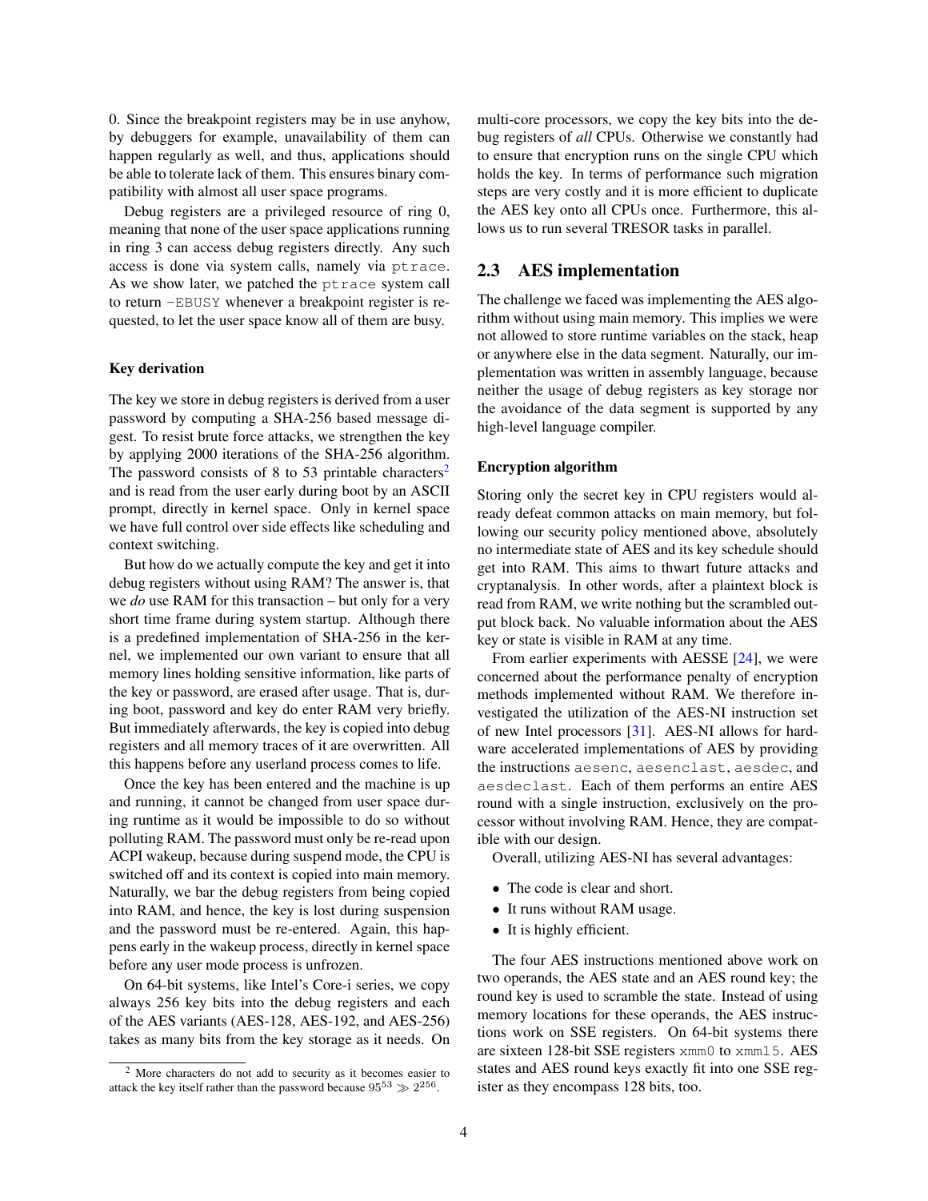0. Since the breakpoint registers may be in use anyhow, by debuggers for example, unavailability of them can happen regularly as well, and thus, applications should be able to tolerate lack of them. This ensures binary compatibility with almost all user space programs.

Debug registers are a privileged resource of ring 0, meaning that none of the user space applications running in ring 3 can access debug registers directly. Any such access is done via system calls, namely via `ptrace`. As we show later, we patched the `ptrace` system call to return `-EBUSY` whenever a breakpoint register is requested, to let the user space know all of them are busy.

#### Key derivation

The key we store in debug registers is derived from a user password by computing a SHA-256 based message digest. To resist brute force attacks, we strengthen the key by applying 2000 iterations of the SHA-256 algorithm. The password consists of 8 to 53 printable characters[2] and is read from the user early during boot by an ASCII prompt, directly in kernel space. Only in kernel space we have full control over side effects like scheduling and context switching.

But how do we actually compute the key and get it into debug registers without using RAM? The answer is, that we *do* use RAM for this transaction – but only for a very short time frame during system startup. Although there is a predefined implementation of SHA-256 in the kernel, we implemented our own variant to ensure that all memory lines holding sensitive information, like parts of the key or password, are erased after usage. That is, during boot, password and key do enter RAM very briefly. But immediately afterwards, the key is copied into debug registers and all memory traces of it are overwritten. All this happens before any userland process comes to life.

Once the key has been entered and the machine is up and running, it cannot be changed from user space during runtime as it would be impossible to do so without polluting RAM. The password must only be re-read upon ACPI wakeup, because during suspend mode, the CPU is switched off and its context is copied into main memory. Naturally, we bar the debug registers from being copied into RAM, and hence, the key is lost during suspension and the password must be re-entered. Again, this happens early in the wakeup process, directly in kernel space before any user mode process is unfrozen.

On 64-bit systems, like Intel's Core-i series, we copy always 256 key bits into the debug registers and each of the AES variants (AES-128, AES-192, and AES-256) takes as many bits from the key storage as it needs. On multi-core processors, we copy the key bits into the debug registers of *all* CPUs. Otherwise we constantly had to ensure that encryption runs on the single CPU which holds the key. In terms of performance such migration steps are very costly and it is more efficient to duplicate the AES key onto all CPUs once. Furthermore, this allows us to run several TRESOR tasks in parallel.

[2] More characters do not add to security as it becomes easier to attack the key itself rather than the password because $95^{53} \gg 2^{256}$.

## 2.3 AES implementation

The challenge we faced was implementing the AES algorithm without using main memory. This implies we were not allowed to store runtime variables on the stack, heap or anywhere else in the data segment. Naturally, our implementation was written in assembly language, because neither the usage of debug registers as key storage nor the avoidance of the data segment is supported by any high-level language compiler.

#### Encryption algorithm

Storing only the secret key in CPU registers would already defeat common attacks on main memory, but following our security policy mentioned above, absolutely no intermediate state of AES and its key schedule should get into RAM. This aims to thwart future attacks and cryptanalysis. In other words, after a plaintext block is read from RAM, we write nothing but the scrambled output block back. No valuable information about the AES key or state is visible in RAM at any time.

From earlier experiments with AESSE [24], we were concerned about the performance penalty of encryption methods implemented without RAM. We therefore investigated the utilization of the AES-NI instruction set of new Intel processors [31]. AES-NI allows for hardware accelerated implementations of AES by providing the instructions `aesenc`, `aesenclast`, `aesdec`, and `aesdeclast`. Each of them performs an entire AES round with a single instruction, exclusively on the processor without involving RAM. Hence, they are compatible with our design.

Overall, utilizing AES-NI has several advantages:

- The code is clear and short.
- It runs without RAM usage.
- It is highly efficient.

The four AES instructions mentioned above work on two operands, the AES state and an AES round key; the round key is used to scramble the state. Instead of using memory locations for these operands, the AES instructions work on SSE registers. On 64-bit systems there are sixteen 128-bit SSE registers `xmm0` to `xmm15`. AES states and AES round keys exactly fit into one SSE register as they encompass 128 bits, too.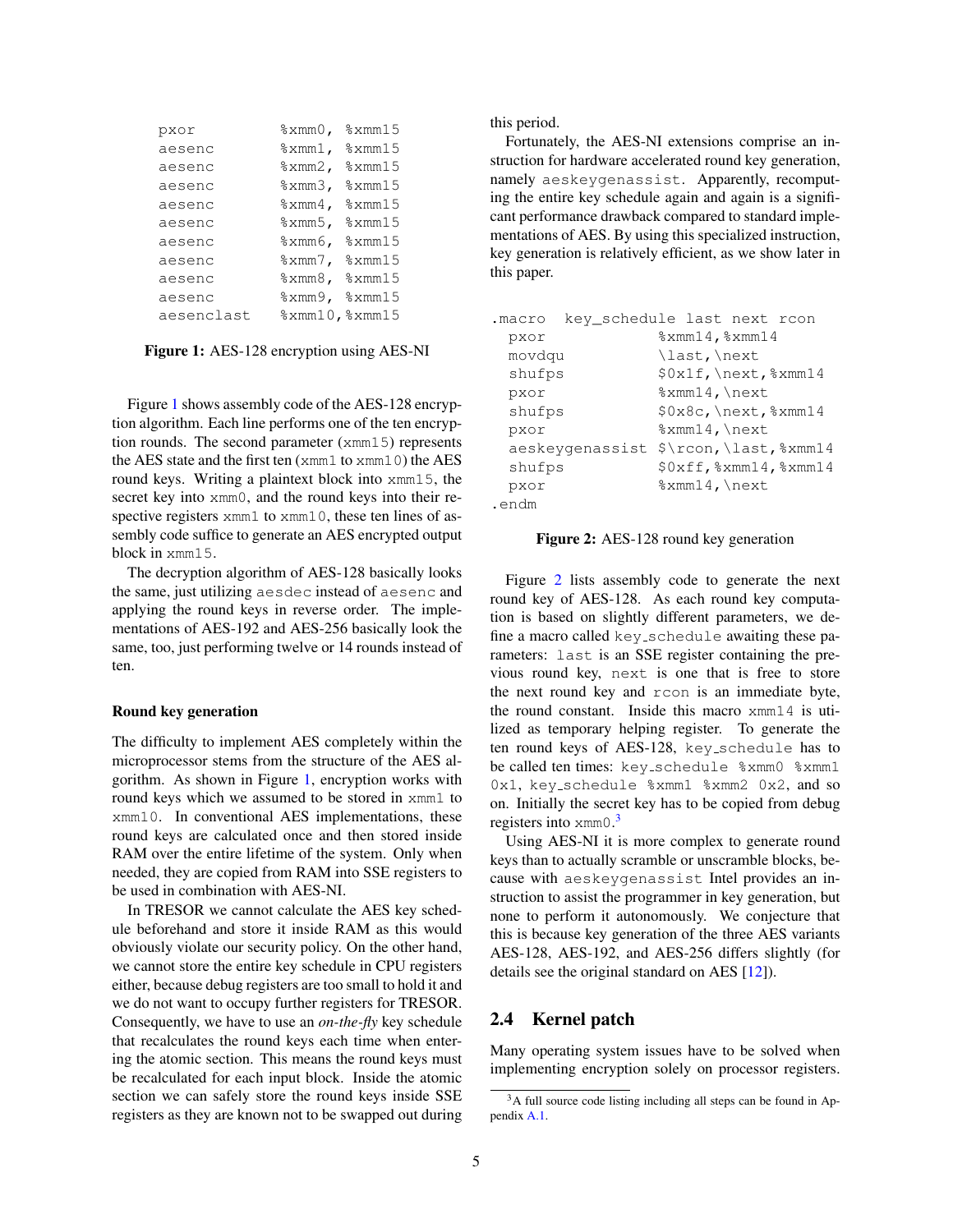```
pxor          %xmm0, %xmm15
aesenc        %xmm1, %xmm15
aesenc        %xmm2, %xmm15
aesenc        %xmm3, %xmm15
aesenc        %xmm4, %xmm15
aesenc        %xmm5, %xmm15
aesenc        %xmm6, %xmm15
aesenc        %xmm7, %xmm15
aesenc        %xmm8, %xmm15
aesenc        %xmm9, %xmm15
aesenclast    %xmm10,%xmm15
```

**Figure 1:** AES-128 encryption using AES-NI

Figure 1 shows assembly code of the AES-128 encryption algorithm. Each line performs one of the ten encryption rounds. The second parameter (`xmm15`) represents the AES state and the first ten (`xmm1` to `xmm10`) the AES round keys. Writing a plaintext block into `xmm15`, the secret key into `xmm0`, and the round keys into their respective registers `xmm1` to `xmm10`, these ten lines of assembly code suffice to generate an AES encrypted output block in `xmm15`.

The decryption algorithm of AES-128 basically looks the same, just utilizing `aesdec` instead of `aesenc` and applying the round keys in reverse order. The implementations of AES-192 and AES-256 basically look the same, too, just performing twelve or 14 rounds instead of ten.

#### Round key generation

The difficulty to implement AES completely within the microprocessor stems from the structure of the AES algorithm. As shown in Figure 1, encryption works with round keys which we assumed to be stored in `xmm1` to `xmm10`. In conventional AES implementations, these round keys are calculated once and then stored inside RAM over the entire lifetime of the system. Only when needed, they are copied from RAM into SSE registers to be used in combination with AES-NI.

In TRESOR we cannot calculate the AES key schedule beforehand and store it inside RAM as this would obviously violate our security policy. On the other hand, we cannot store the entire key schedule in CPU registers either, because debug registers are too small to hold it and we do not want to occupy further registers for TRESOR. Consequently, we have to use an *on-the-fly* key schedule that recalculates the round keys each time when entering the atomic section. This means the round keys must be recalculated for each input block. Inside the atomic section we can safely store the round keys inside SSE registers as they are known not to be swapped out during this period.

Fortunately, the AES-NI extensions comprise an instruction for hardware accelerated round key generation, namely `aeskeygenassist`. Apparently, recomputing the entire key schedule again and again is a significant performance drawback compared to standard implementations of AES. By using this specialized instruction, key generation is relatively efficient, as we show later in this paper.

```
.macro  key_schedule last next rcon
  pxor             %xmm14,%xmm14
  movdqu           \last,\next
  shufps           $0x1f,\next,%xmm14
  pxor             %xmm14,\next
  shufps           $0x8c,\next,%xmm14
  pxor             %xmm14,\next
  aeskeygenassist  $\rcon,\last,%xmm14
  shufps           $0xff,%xmm14,%xmm14
  pxor             %xmm14,\next
.endm
```

**Figure 2:** AES-128 round key generation

Figure 2 lists assembly code to generate the next round key of AES-128. As each round key computation is based on slightly different parameters, we define a macro called `key_schedule` awaiting these parameters: `last` is an SSE register containing the previous round key, `next` is one that is free to store the next round key and `rcon` is an immediate byte, the round constant. Inside this macro `xmm14` is utilized as temporary helping register. To generate the ten round keys of AES-128, `key_schedule` has to be called ten times: `key_schedule %xmm0 %xmm1 0x1`, `key_schedule %xmm1 %xmm2 0x2`, and so on. Initially the secret key has to be copied from debug registers into `xmm0`.[3]

Using AES-NI it is more complex to generate round keys than to actually scramble or unscramble blocks, because with `aeskeygenassist` Intel provides an instruction to assist the programmer in key generation, but none to perform it autonomously. We conjecture that this is because key generation of the three AES variants AES-128, AES-192, and AES-256 differs slightly (for details see the original standard on AES [12]).

## 2.4 Kernel patch

Many operating system issues have to be solved when implementing encryption solely on processor registers.

[3] A full source code listing including all steps can be found in Appendix A.1.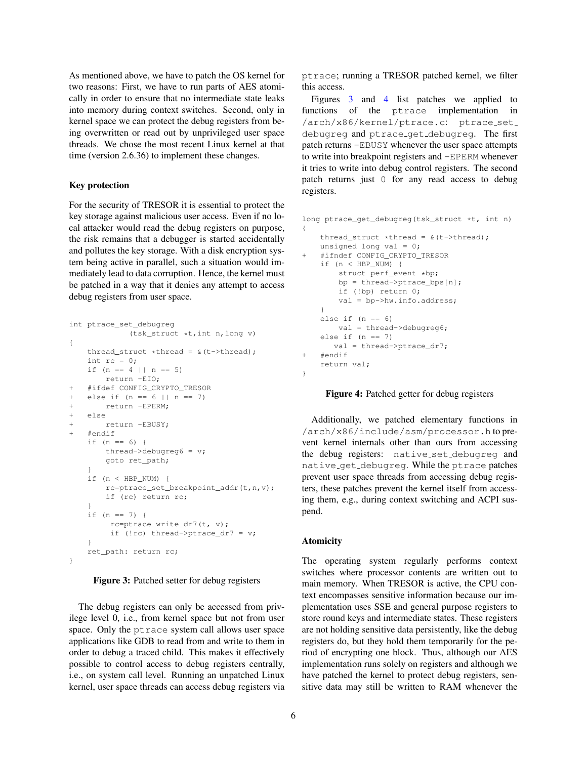As mentioned above, we have to patch the OS kernel for two reasons: First, we have to run parts of AES atomically in order to ensure that no intermediate state leaks into memory during context switches. Second, only in kernel space we can protect the debug registers from being overwritten or read out by unprivileged user space threads. We chose the most recent Linux kernel at that time (version 2.6.36) to implement these changes.

### Key protection

For the security of TRESOR it is essential to protect the key storage against malicious user access. Even if no local attacker would read the debug registers on purpose, the risk remains that a debugger is started accidentally and pollutes the key storage. With a disk encryption system being active in parallel, such a situation would immediately lead to data corruption. Hence, the kernel must be patched in a way that it denies any attempt to access debug registers from user space.

```
int ptrace_set_debugreg
             (tsk_struct *t,int n,long v)
{
    thread_struct *thread = &(t->thread);
    int rc = 0;
    if (n == 4 || n == 5)
        return -EIO;
+   #ifdef CONFIG_CRYPTO_TRESOR
+   else if (n == 6 || n == 7)
+       return -EPERM;
+   else
+       return -EBUSY;
+   #endif
    if (n == 6) {
        thread->debugreg6 = v;
        goto ret_path;
    }
    if (n < HBP_NUM) {
        rc=ptrace_set_breakpoint_addr(t,n,v);
        if (rc) return rc;
    }
    if (n == 7) {
         rc=ptrace_write_dr7(t, v);
         if (!rc) thread->ptrace_dr7 = v;
    }
    ret_path: return rc;
}
```

**Figure 3:** Patched setter for debug registers

The debug registers can only be accessed from privilege level 0, i.e., from kernel space but not from user space. Only the `ptrace` system call allows user space applications like GDB to read from and write to them in order to debug a traced child. This makes it effectively possible to control access to debug registers centrally, i.e., on system call level. Running an unpatched Linux kernel, user space threads can access debug registers via `ptrace`; running a TRESOR patched kernel, we filter this access.

Figures 3 and 4 list patches we applied to functions of the `ptrace` implementation in `/arch/x86/kernel/ptrace.c`: `ptrace_set_debugreg` and `ptrace_get_debugreg`. The first patch returns `-EBUSY` whenever the user space attempts to write into breakpoint registers and `-EPERM` whenever it tries to write into debug control registers. The second patch returns just `0` for any read access to debug registers.

```
long ptrace_get_debugreg(tsk_struct *t, int n)
{
    thread_struct *thread = &(t->thread);
    unsigned long val = 0;
+   #ifndef CONFIG_CRYPTO_TRESOR
    if (n < HBP_NUM) {
        struct perf_event *bp;
        bp = thread->ptrace_bps[n];
        if (!bp) return 0;
        val = bp->hw.info.address;
    }
    else if (n == 6)
        val = thread->debugreg6;
    else if (n == 7)
       val = thread->ptrace_dr7;
+   #endif
    return val;
}
```

**Figure 4:** Patched getter for debug registers

Additionally, we patched elementary functions in `/arch/x86/include/asm/processor.h` to prevent kernel internals other than ours from accessing the debug registers: `native_set_debugreg` and `native_get_debugreg`. While the `ptrace` patches prevent user space threads from accessing debug registers, these patches prevent the kernel itself from accessing them, e.g., during context switching and ACPI suspend.

### Atomicity

The operating system regularly performs context switches where processor contents are written out to main memory. When TRESOR is active, the CPU context encompasses sensitive information because our implementation uses SSE and general purpose registers to store round keys and intermediate states. These registers are not holding sensitive data persistently, like the debug registers do, but they hold them temporarily for the period of encrypting one block. Thus, although our AES implementation runs solely on registers and although we have patched the kernel to protect debug registers, sensitive data may still be written to RAM whenever the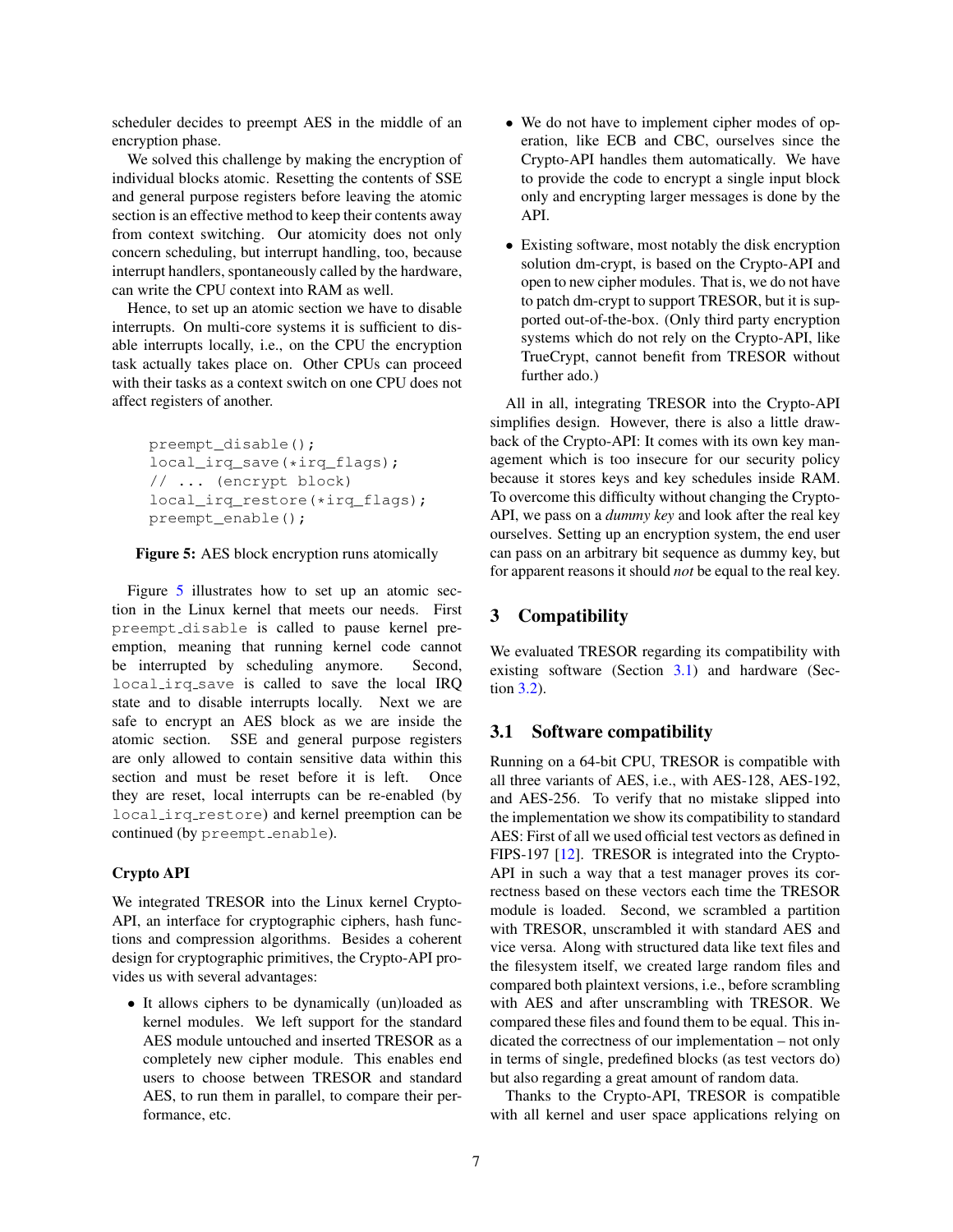scheduler decides to preempt AES in the middle of an encryption phase.

We solved this challenge by making the encryption of individual blocks atomic. Resetting the contents of SSE and general purpose registers before leaving the atomic section is an effective method to keep their contents away from context switching. Our atomicity does not only concern scheduling, but interrupt handling, too, because interrupt handlers, spontaneously called by the hardware, can write the CPU context into RAM as well.

Hence, to set up an atomic section we have to disable interrupts. On multi-core systems it is sufficient to disable interrupts locally, i.e., on the CPU the encryption task actually takes place on. Other CPUs can proceed with their tasks as a context switch on one CPU does not affect registers of another.

```
preempt_disable();
local_irq_save(*irq_flags);
// ... (encrypt block)
local_irq_restore(*irq_flags);
preempt_enable();
```

**Figure 5:** AES block encryption runs atomically

Figure 5 illustrates how to set up an atomic section in the Linux kernel that meets our needs. First `preempt_disable` is called to pause kernel preemption, meaning that running kernel code cannot be interrupted by scheduling anymore. Second, `local_irq_save` is called to save the local IRQ state and to disable interrupts locally. Next we are safe to encrypt an AES block as we are inside the atomic section. SSE and general purpose registers are only allowed to contain sensitive data within this section and must be reset before it is left. Once they are reset, local interrupts can be re-enabled (by `local_irq_restore`) and kernel preemption can be continued (by `preempt_enable`).

#### Crypto API

We integrated TRESOR into the Linux kernel Crypto-API, an interface for cryptographic ciphers, hash functions and compression algorithms. Besides a coherent design for cryptographic primitives, the Crypto-API provides us with several advantages:

- It allows ciphers to be dynamically (un)loaded as kernel modules. We left support for the standard AES module untouched and inserted TRESOR as a completely new cipher module. This enables end users to choose between TRESOR and standard AES, to run them in parallel, to compare their performance, etc.
- We do not have to implement cipher modes of operation, like ECB and CBC, ourselves since the Crypto-API handles them automatically. We have to provide the code to encrypt a single input block only and encrypting larger messages is done by the API.
- Existing software, most notably the disk encryption solution dm-crypt, is based on the Crypto-API and open to new cipher modules. That is, we do not have to patch dm-crypt to support TRESOR, but it is supported out-of-the-box. (Only third party encryption systems which do not rely on the Crypto-API, like TrueCrypt, cannot benefit from TRESOR without further ado.)

All in all, integrating TRESOR into the Crypto-API simplifies design. However, there is also a little drawback of the Crypto-API: It comes with its own key management which is too insecure for our security policy because it stores keys and key schedules inside RAM. To overcome this difficulty without changing the Crypto-API, we pass on a *dummy key* and look after the real key ourselves. Setting up an encryption system, the end user can pass on an arbitrary bit sequence as dummy key, but for apparent reasons it should *not* be equal to the real key.

## 3 Compatibility

We evaluated TRESOR regarding its compatibility with existing software (Section 3.1) and hardware (Section 3.2).

### 3.1 Software compatibility

Running on a 64-bit CPU, TRESOR is compatible with all three variants of AES, i.e., with AES-128, AES-192, and AES-256. To verify that no mistake slipped into the implementation we show its compatibility to standard AES: First of all we used official test vectors as defined in FIPS-197 [12]. TRESOR is integrated into the Crypto-API in such a way that a test manager proves its correctness based on these vectors each time the TRESOR module is loaded. Second, we scrambled a partition with TRESOR, unscrambled it with standard AES and vice versa. Along with structured data like text files and the filesystem itself, we created large random files and compared both plaintext versions, i.e., before scrambling with AES and after unscrambling with TRESOR. We compared these files and found them to be equal. This indicated the correctness of our implementation – not only in terms of single, predefined blocks (as test vectors do) but also regarding a great amount of random data.

Thanks to the Crypto-API, TRESOR is compatible with all kernel and user space applications relying on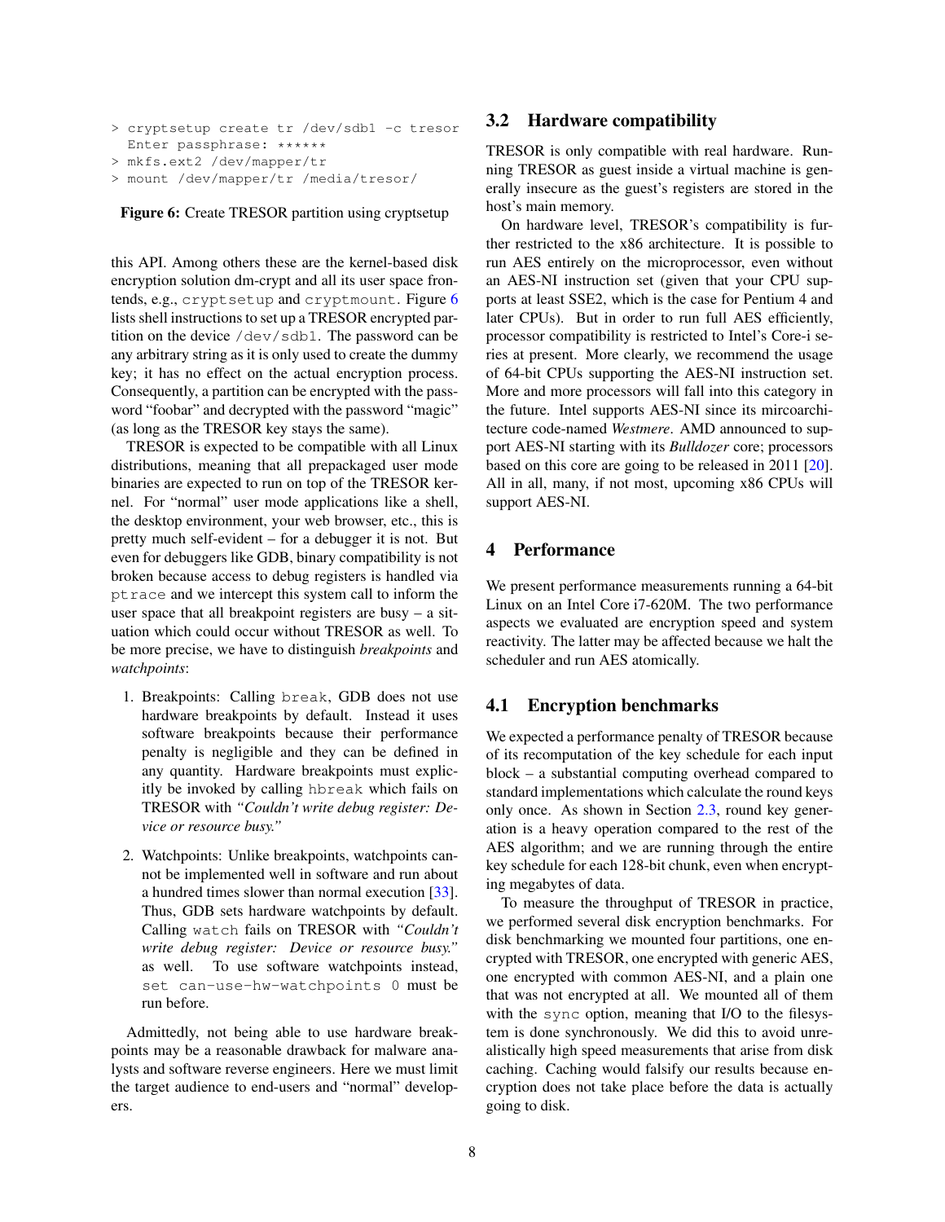```
> cryptsetup create tr /dev/sdb1 -c tresor
  Enter passphrase: ******
> mkfs.ext2 /dev/mapper/tr
> mount /dev/mapper/tr /media/tresor/
```

**Figure 6:** Create TRESOR partition using cryptsetup

this API. Among others these are the kernel-based disk encryption solution dm-crypt and all its user space frontends, e.g., `cryptsetup` and `cryptmount`. Figure 6 lists shell instructions to set up a TRESOR encrypted partition on the device `/dev/sdb1`. The password can be any arbitrary string as it is only used to create the dummy key; it has no effect on the actual encryption process. Consequently, a partition can be encrypted with the password "foobar" and decrypted with the password "magic" (as long as the TRESOR key stays the same).

TRESOR is expected to be compatible with all Linux distributions, meaning that all prepackaged user mode binaries are expected to run on top of the TRESOR kernel. For "normal" user mode applications like a shell, the desktop environment, your web browser, etc., this is pretty much self-evident – for a debugger it is not. But even for debuggers like GDB, binary compatibility is not broken because access to debug registers is handled via `ptrace` and we intercept this system call to inform the user space that all breakpoint registers are busy – a situation which could occur without TRESOR as well. To be more precise, we have to distinguish *breakpoints* and *watchpoints*:

1. Breakpoints: Calling `break`, GDB does not use hardware breakpoints by default. Instead it uses software breakpoints because their performance penalty is negligible and they can be defined in any quantity. Hardware breakpoints must explicitly be invoked by calling `hbreak` which fails on TRESOR with *"Couldn't write debug register: Device or resource busy."*

2. Watchpoints: Unlike breakpoints, watchpoints cannot be implemented well in software and run about a hundred times slower than normal execution [33]. Thus, GDB sets hardware watchpoints by default. Calling `watch` fails on TRESOR with *"Couldn't write debug register: Device or resource busy."* as well. To use software watchpoints instead, `set can-use-hw-watchpoints 0` must be run before.

Admittedly, not being able to use hardware breakpoints may be a reasonable drawback for malware analysts and software reverse engineers. Here we must limit the target audience to end-users and "normal" developers.

## 3.2 Hardware compatibility

TRESOR is only compatible with real hardware. Running TRESOR as guest inside a virtual machine is generally insecure as the guest's registers are stored in the host's main memory.

On hardware level, TRESOR's compatibility is further restricted to the x86 architecture. It is possible to run AES entirely on the microprocessor, even without an AES-NI instruction set (given that your CPU supports at least SSE2, which is the case for Pentium 4 and later CPUs). But in order to run full AES efficiently, processor compatibility is restricted to Intel's Core-i series at present. More clearly, we recommend the usage of 64-bit CPUs supporting the AES-NI instruction set. More and more processors will fall into this category in the future. Intel supports AES-NI since its mircoarchitecture code-named *Westmere*. AMD announced to support AES-NI starting with its *Bulldozer* core; processors based on this core are going to be released in 2011 [20]. All in all, many, if not most, upcoming x86 CPUs will support AES-NI.

# 4 Performance

We present performance measurements running a 64-bit Linux on an Intel Core i7-620M. The two performance aspects we evaluated are encryption speed and system reactivity. The latter may be affected because we halt the scheduler and run AES atomically.

## 4.1 Encryption benchmarks

We expected a performance penalty of TRESOR because of its recomputation of the key schedule for each input block – a substantial computing overhead compared to standard implementations which calculate the round keys only once. As shown in Section 2.3, round key generation is a heavy operation compared to the rest of the AES algorithm; and we are running through the entire key schedule for each 128-bit chunk, even when encrypting megabytes of data.

To measure the throughput of TRESOR in practice, we performed several disk encryption benchmarks. For disk benchmarking we mounted four partitions, one encrypted with TRESOR, one encrypted with generic AES, one encrypted with common AES-NI, and a plain one that was not encrypted at all. We mounted all of them with the `sync` option, meaning that I/O to the filesystem is done synchronously. We did this to avoid unrealistically high speed measurements that arise from disk caching. Caching would falsify our results because encryption does not take place before the data is actually going to disk.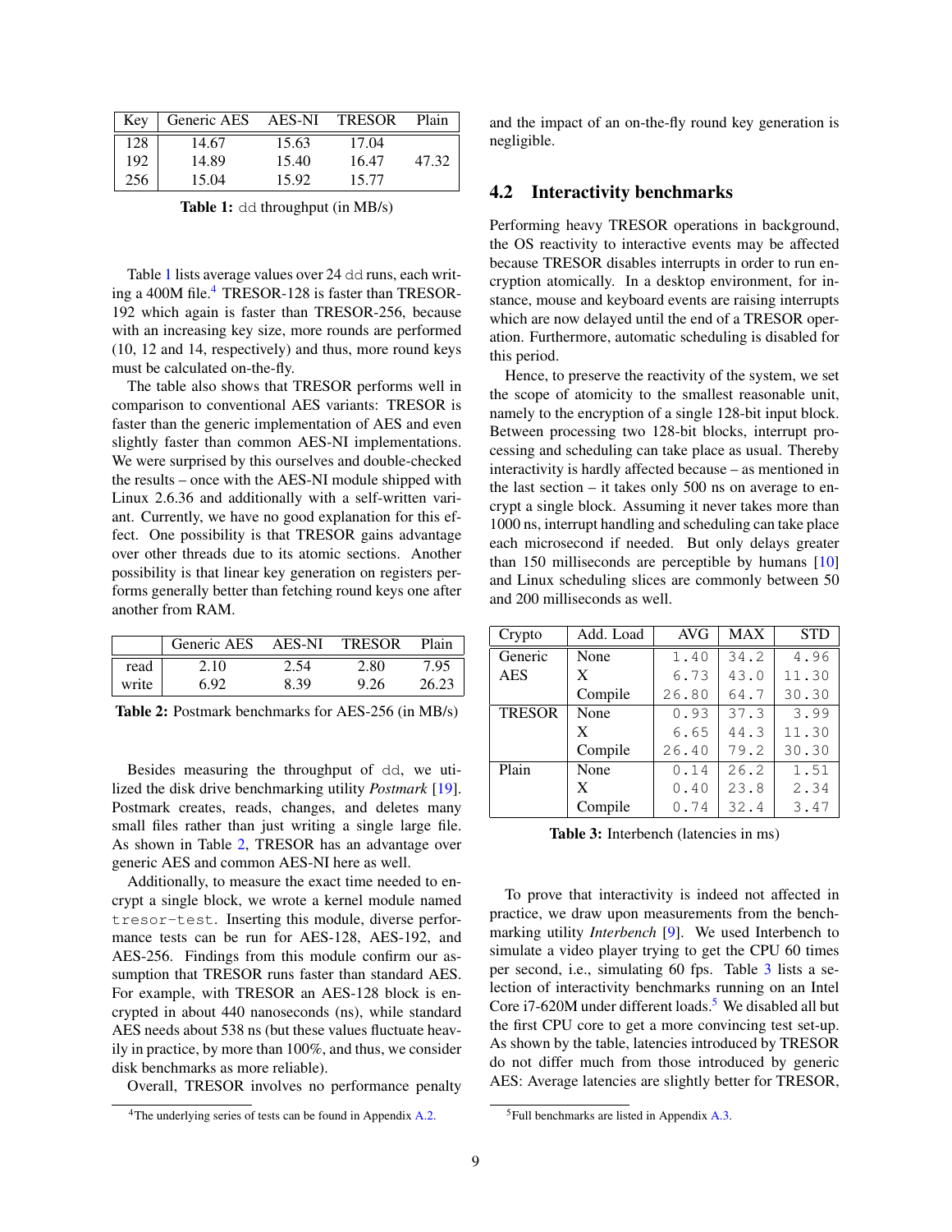| Key | Generic AES | AES-NI | TRESOR | Plain |
|---|---|---|---|---|
| 128 | 14.67 | 15.63 | 17.04 | |
| 192 | 14.89 | 15.40 | 16.47 | 47.32 |
| 256 | 15.04 | 15.92 | 15.77 | |

**Table 1:** `dd` throughput (in MB/s)

Table 1 lists average values over 24 `dd` runs, each writing a 400M file.[4] TRESOR-128 is faster than TRESOR-192 which again is faster than TRESOR-256, because with an increasing key size, more rounds are performed (10, 12 and 14, respectively) and thus, more round keys must be calculated on-the-fly.

The table also shows that TRESOR performs well in comparison to conventional AES variants: TRESOR is faster than the generic implementation of AES and even slightly faster than common AES-NI implementations. We were surprised by this ourselves and double-checked the results – once with the AES-NI module shipped with Linux 2.6.36 and additionally with a self-written variant. Currently, we have no good explanation for this effect. One possibility is that TRESOR gains advantage over other threads due to its atomic sections. Another possibility is that linear key generation on registers performs generally better than fetching round keys one after another from RAM.

| | Generic AES | AES-NI | TRESOR | Plain |
|---|---|---|---|---|
| read | 2.10 | 2.54 | 2.80 | 7.95 |
| write | 6.92 | 8.39 | 9.26 | 26.23 |

**Table 2:** Postmark benchmarks for AES-256 (in MB/s)

Besides measuring the throughput of `dd`, we utilized the disk drive benchmarking utility *Postmark* [19]. Postmark creates, reads, changes, and deletes many small files rather than just writing a single large file. As shown in Table 2, TRESOR has an advantage over generic AES and common AES-NI here as well.

Additionally, to measure the exact time needed to encrypt a single block, we wrote a kernel module named `tresor-test`. Inserting this module, diverse performance tests can be run for AES-128, AES-192, and AES-256. Findings from this module confirm our assumption that TRESOR runs faster than standard AES. For example, with TRESOR an AES-128 block is encrypted in about 440 nanoseconds (ns), while standard AES needs about 538 ns (but these values fluctuate heavily in practice, by more than 100%, and thus, we consider disk benchmarks as more reliable).

Overall, TRESOR involves no performance penalty and the impact of an on-the-fly round key generation is negligible.

[4] The underlying series of tests can be found in Appendix A.2.

## 4.2 Interactivity benchmarks

Performing heavy TRESOR operations in background, the OS reactivity to interactive events may be affected because TRESOR disables interrupts in order to run encryption atomically. In a desktop environment, for instance, mouse and keyboard events are raising interrupts which are now delayed until the end of a TRESOR operation. Furthermore, automatic scheduling is disabled for this period.

Hence, to preserve the reactivity of the system, we set the scope of atomicity to the smallest reasonable unit, namely to the encryption of a single 128-bit input block. Between processing two 128-bit blocks, interrupt processing and scheduling can take place as usual. Thereby interactivity is hardly affected because – as mentioned in the last section – it takes only 500 ns on average to encrypt a single block. Assuming it never takes more than 1000 ns, interrupt handling and scheduling can take place each microsecond if needed. But only delays greater than 150 milliseconds are perceptible by humans [10] and Linux scheduling slices are commonly between 50 and 200 milliseconds as well.

| Crypto | Add. Load | AVG | MAX | STD |
|---|---|---|---|---|
| Generic AES | None | 1.40 | 34.2 | 4.96 |
| | X | 6.73 | 43.0 | 11.30 |
| | Compile | 26.80 | 64.7 | 30.30 |
| TRESOR | None | 0.93 | 37.3 | 3.99 |
| | X | 6.65 | 44.3 | 11.30 |
| | Compile | 26.40 | 79.2 | 30.30 |
| Plain | None | 0.14 | 26.2 | 1.51 |
| | X | 0.40 | 23.8 | 2.34 |
| | Compile | 0.74 | 32.4 | 3.47 |

**Table 3:** Interbench (latencies in ms)

To prove that interactivity is indeed not affected in practice, we draw upon measurements from the benchmarking utility *Interbench* [9]. We used Interbench to simulate a video player trying to get the CPU 60 times per second, i.e., simulating 60 fps. Table 3 lists a selection of interactivity benchmarks running on an Intel Core i7-620M under different loads.[5] We disabled all but the first CPU core to get a more convincing test set-up. As shown by the table, latencies introduced by TRESOR do not differ much from those introduced by generic AES: Average latencies are slightly better for TRESOR,

[5] Full benchmarks are listed in Appendix A.3.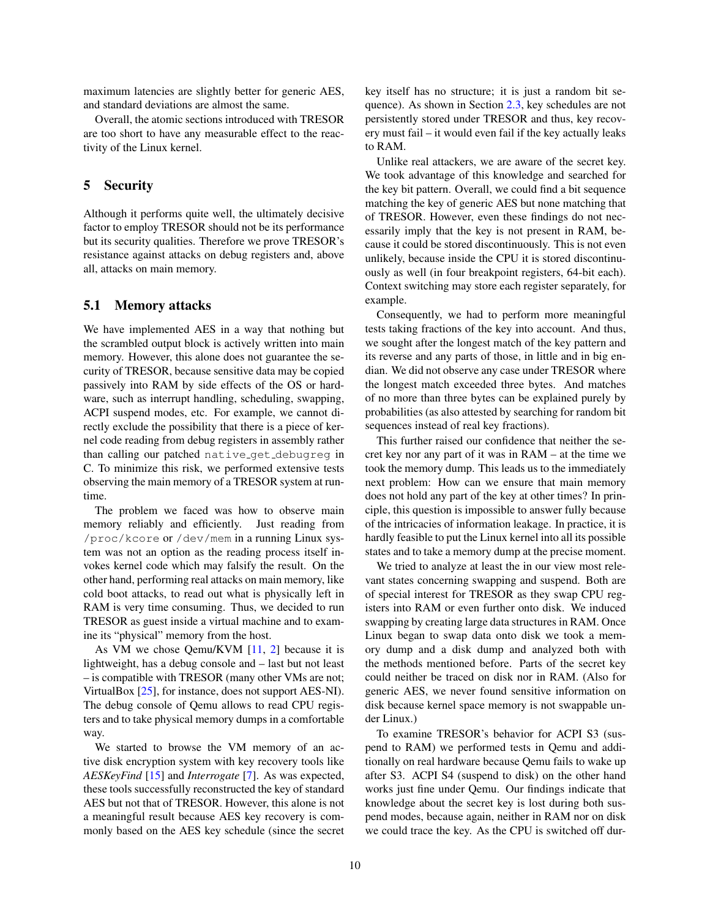maximum latencies are slightly better for generic AES, and standard deviations are almost the same.

Overall, the atomic sections introduced with TRESOR are too short to have any measurable effect to the reactivity of the Linux kernel.

## 5 Security

Although it performs quite well, the ultimately decisive factor to employ TRESOR should not be its performance but its security qualities. Therefore we prove TRESOR's resistance against attacks on debug registers and, above all, attacks on main memory.

### 5.1 Memory attacks

We have implemented AES in a way that nothing but the scrambled output block is actively written into main memory. However, this alone does not guarantee the security of TRESOR, because sensitive data may be copied passively into RAM by side effects of the OS or hardware, such as interrupt handling, scheduling, swapping, ACPI suspend modes, etc. For example, we cannot directly exclude the possibility that there is a piece of kernel code reading from debug registers in assembly rather than calling our patched `native_get_debugreg` in C. To minimize this risk, we performed extensive tests observing the main memory of a TRESOR system at runtime.

The problem we faced was how to observe main memory reliably and efficiently. Just reading from `/proc/kcore` or `/dev/mem` in a running Linux system was not an option as the reading process itself invokes kernel code which may falsify the result. On the other hand, performing real attacks on main memory, like cold boot attacks, to read out what is physically left in RAM is very time consuming. Thus, we decided to run TRESOR as guest inside a virtual machine and to examine its "physical" memory from the host.

As VM we chose Qemu/KVM [11, 2] because it is lightweight, has a debug console and – last but not least – is compatible with TRESOR (many other VMs are not; VirtualBox [25], for instance, does not support AES-NI). The debug console of Qemu allows to read CPU registers and to take physical memory dumps in a comfortable way.

We started to browse the VM memory of an active disk encryption system with key recovery tools like *AESKeyFind* [15] and *Interrogate* [7]. As was expected, these tools successfully reconstructed the key of standard AES but not that of TRESOR. However, this alone is not a meaningful result because AES key recovery is commonly based on the AES key schedule (since the secret key itself has no structure; it is just a random bit sequence). As shown in Section 2.3, key schedules are not persistently stored under TRESOR and thus, key recovery must fail – it would even fail if the key actually leaks to RAM.

Unlike real attackers, we are aware of the secret key. We took advantage of this knowledge and searched for the key bit pattern. Overall, we could find a bit sequence matching the key of generic AES but none matching that of TRESOR. However, even these findings do not necessarily imply that the key is not present in RAM, because it could be stored discontinuously. This is not even unlikely, because inside the CPU it is stored discontinuously as well (in four breakpoint registers, 64-bit each). Context switching may store each register separately, for example.

Consequently, we had to perform more meaningful tests taking fractions of the key into account. And thus, we sought after the longest match of the key pattern and its reverse and any parts of those, in little and in big endian. We did not observe any case under TRESOR where the longest match exceeded three bytes. And matches of no more than three bytes can be explained purely by probabilities (as also attested by searching for random bit sequences instead of real key fractions).

This further raised our confidence that neither the secret key nor any part of it was in RAM – at the time we took the memory dump. This leads us to the immediately next problem: How can we ensure that main memory does not hold any part of the key at other times? In principle, this question is impossible to answer fully because of the intricacies of information leakage. In practice, it is hardly feasible to put the Linux kernel into all its possible states and to take a memory dump at the precise moment.

We tried to analyze at least the in our view most relevant states concerning swapping and suspend. Both are of special interest for TRESOR as they swap CPU registers into RAM or even further onto disk. We induced swapping by creating large data structures in RAM. Once Linux began to swap data onto disk we took a memory dump and a disk dump and analyzed both with the methods mentioned before. Parts of the secret key could neither be traced on disk nor in RAM. (Also for generic AES, we never found sensitive information on disk because kernel space memory is not swappable under Linux.)

To examine TRESOR's behavior for ACPI S3 (suspend to RAM) we performed tests in Qemu and additionally on real hardware because Qemu fails to wake up after S3. ACPI S4 (suspend to disk) on the other hand works just fine under Qemu. Our findings indicate that knowledge about the secret key is lost during both suspend modes, because again, neither in RAM nor on disk we could trace the key. As the CPU is switched off dur-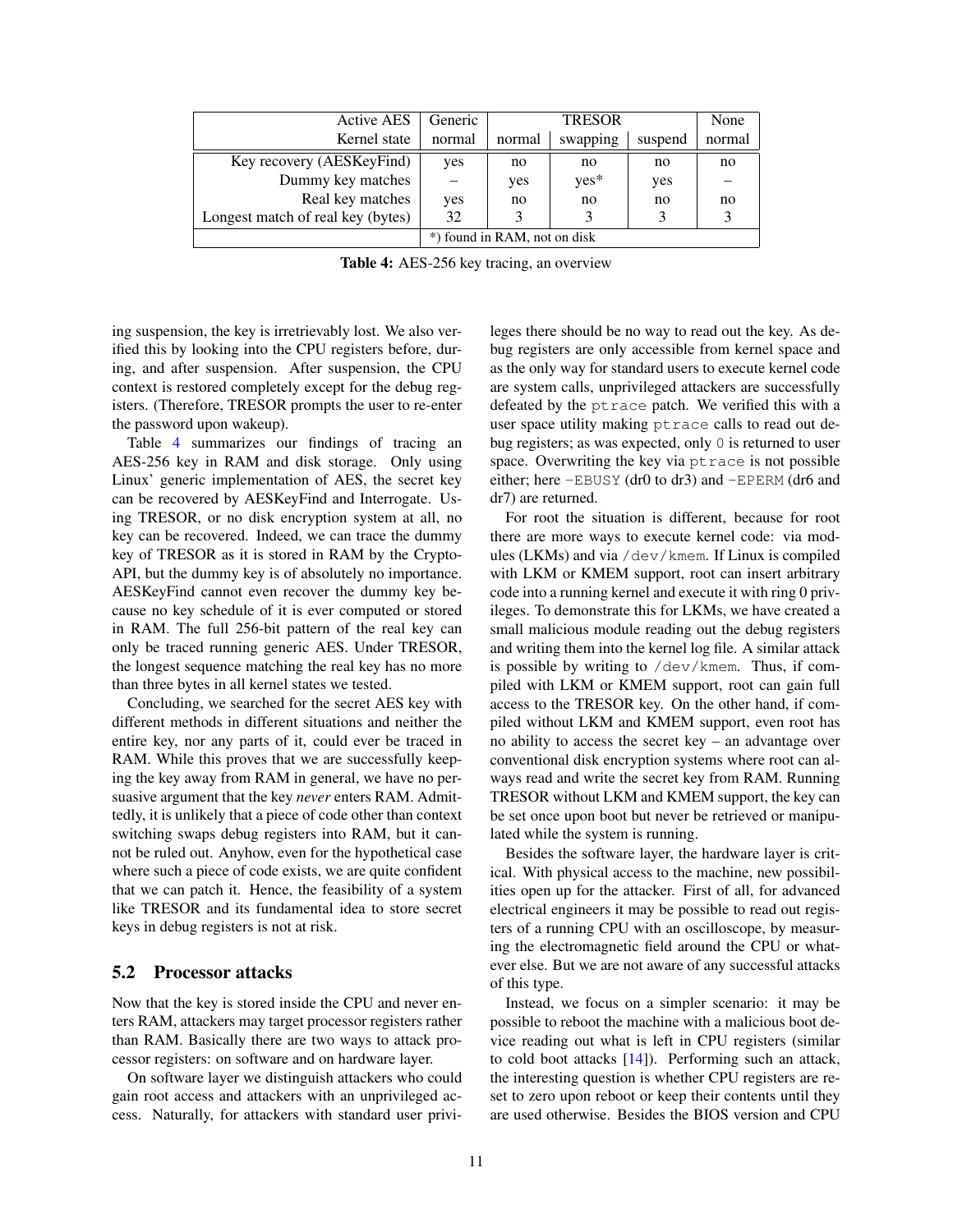| Active AES | Generic | TRESOR | | | None |
|---:|---|---|---|---|---|
| Kernel state | normal | normal | swapping | suspend | normal |
| Key recovery (AESKeyFind) | yes | no | no | no | no |
| Dummy key matches | – | yes | yes* | yes | – |
| Real key matches | yes | no | no | no | no |
| Longest match of real key (bytes) | 32 | 3 | 3 | 3 | 3 |
| | *) found in RAM, not on disk | | | | |

**Table 4:** AES-256 key tracing, an overview

ing suspension, the key is irretrievably lost. We also verified this by looking into the CPU registers before, during, and after suspension. After suspension, the CPU context is restored completely except for the debug registers. (Therefore, TRESOR prompts the user to re-enter the password upon wakeup).

Table 4 summarizes our findings of tracing an AES-256 key in RAM and disk storage. Only using Linux' generic implementation of AES, the secret key can be recovered by AESKeyFind and Interrogate. Using TRESOR, or no disk encryption system at all, no key can be recovered. Indeed, we can trace the dummy key of TRESOR as it is stored in RAM by the Crypto-API, but the dummy key is of absolutely no importance. AESKeyFind cannot even recover the dummy key because no key schedule of it is ever computed or stored in RAM. The full 256-bit pattern of the real key can only be traced running generic AES. Under TRESOR, the longest sequence matching the real key has no more than three bytes in all kernel states we tested.

Concluding, we searched for the secret AES key with different methods in different situations and neither the entire key, nor any parts of it, could ever be traced in RAM. While this proves that we are successfully keeping the key away from RAM in general, we have no persuasive argument that the key *never* enters RAM. Admittedly, it is unlikely that a piece of code other than context switching swaps debug registers into RAM, but it cannot be ruled out. Anyhow, even for the hypothetical case where such a piece of code exists, we are quite confident that we can patch it. Hence, the feasibility of a system like TRESOR and its fundamental idea to store secret keys in debug registers is not at risk.

## 5.2 Processor attacks

Now that the key is stored inside the CPU and never enters RAM, attackers may target processor registers rather than RAM. Basically there are two ways to attack processor registers: on software and on hardware layer.

On software layer we distinguish attackers who could gain root access and attackers with an unprivileged access. Naturally, for attackers with standard user privileges there should be no way to read out the key. As debug registers are only accessible from kernel space and as the only way for standard users to execute kernel code are system calls, unprivileged attackers are successfully defeated by the `ptrace` patch. We verified this with a user space utility making `ptrace` calls to read out debug registers; as was expected, only `0` is returned to user space. Overwriting the key via `ptrace` is not possible either; here `-EBUSY` (dr0 to dr3) and `-EPERM` (dr6 and dr7) are returned.

For root the situation is different, because for root there are more ways to execute kernel code: via modules (LKMs) and via `/dev/kmem`. If Linux is compiled with LKM or KMEM support, root can insert arbitrary code into a running kernel and execute it with ring 0 privileges. To demonstrate this for LKMs, we have created a small malicious module reading out the debug registers and writing them into the kernel log file. A similar attack is possible by writing to `/dev/kmem`. Thus, if compiled with LKM or KMEM support, root can gain full access to the TRESOR key. On the other hand, if compiled without LKM and KMEM support, even root has no ability to access the secret key – an advantage over conventional disk encryption systems where root can always read and write the secret key from RAM. Running TRESOR without LKM and KMEM support, the key can be set once upon boot but never be retrieved or manipulated while the system is running.

Besides the software layer, the hardware layer is critical. With physical access to the machine, new possibilities open up for the attacker. First of all, for advanced electrical engineers it may be possible to read out registers of a running CPU with an oscilloscope, by measuring the electromagnetic field around the CPU or whatever else. But we are not aware of any successful attacks of this type.

Instead, we focus on a simpler scenario: it may be possible to reboot the machine with a malicious boot device reading out what is left in CPU registers (similar to cold boot attacks [14]). Performing such an attack, the interesting question is whether CPU registers are reset to zero upon reboot or keep their contents until they are used otherwise. Besides the BIOS version and CPU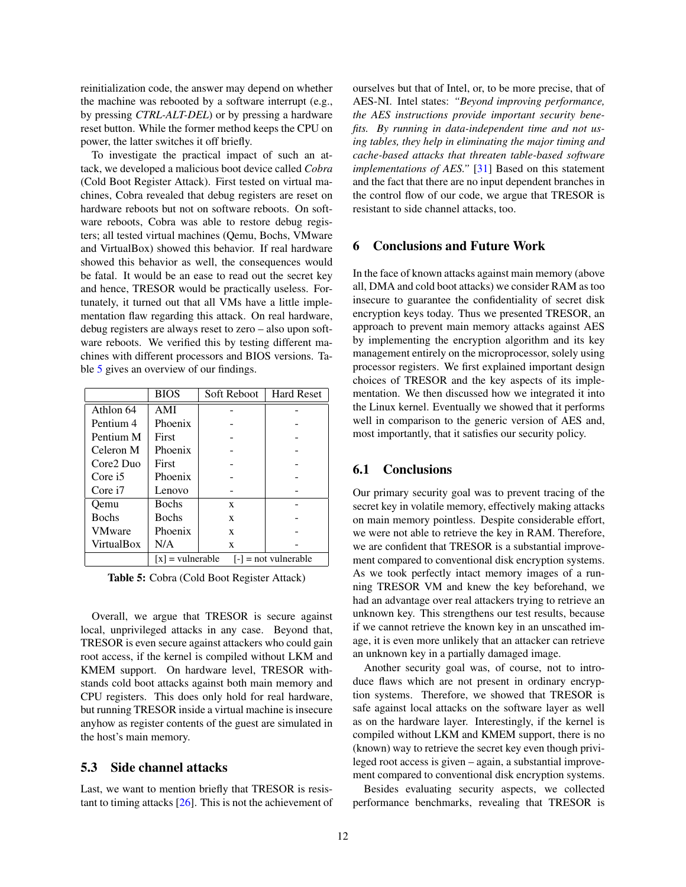reinitialization code, the answer may depend on whether the machine was rebooted by a software interrupt (e.g., by pressing *CTRL-ALT-DEL*) or by pressing a hardware reset button. While the former method keeps the CPU on power, the latter switches it off briefly.

To investigate the practical impact of such an attack, we developed a malicious boot device called *Cobra* (Cold Boot Register Attack). First tested on virtual machines, Cobra revealed that debug registers are reset on hardware reboots but not on software reboots. On software reboots, Cobra was able to restore debug registers; all tested virtual machines (Qemu, Bochs, VMware and VirtualBox) showed this behavior. If real hardware showed this behavior as well, the consequences would be fatal. It would be an ease to read out the secret key and hence, TRESOR would be practically useless. Fortunately, it turned out that all VMs have a little implementation flaw regarding this attack. On real hardware, debug registers are always reset to zero – also upon software reboots. We verified this by testing different machines with different processors and BIOS versions. Table 5 gives an overview of our findings.

| | BIOS | Soft Reboot | Hard Reset |
|---|---|---|---|
| Athlon 64 | AMI | - | - |
| Pentium 4 | Phoenix | - | - |
| Pentium M | First | - | - |
| Celeron M | Phoenix | - | - |
| Core2 Duo | First | - | - |
| Core i5 | Phoenix | - | - |
| Core i7 | Lenovo | - | - |
| Qemu | Bochs | x | - |
| Bochs | Bochs | x | - |
| VMware | Phoenix | x | - |
| VirtualBox | N/A | x | - |
| | [x] = vulnerable | [-] = not vulnerable | |

**Table 5:** Cobra (Cold Boot Register Attack)

Overall, we argue that TRESOR is secure against local, unprivileged attacks in any case. Beyond that, TRESOR is even secure against attackers who could gain root access, if the kernel is compiled without LKM and KMEM support. On hardware level, TRESOR withstands cold boot attacks against both main memory and CPU registers. This does only hold for real hardware, but running TRESOR inside a virtual machine is insecure anyhow as register contents of the guest are simulated in the host's main memory.

### 5.3 Side channel attacks

Last, we want to mention briefly that TRESOR is resistant to timing attacks [26]. This is not the achievement of ourselves but that of Intel, or, to be more precise, that of AES-NI. Intel states: *"Beyond improving performance, the AES instructions provide important security benefits. By running in data-independent time and not using tables, they help in eliminating the major timing and cache-based attacks that threaten table-based software implementations of AES."* [31] Based on this statement and the fact that there are no input dependent branches in the control flow of our code, we argue that TRESOR is resistant to side channel attacks, too.

## 6 Conclusions and Future Work

In the face of known attacks against main memory (above all, DMA and cold boot attacks) we consider RAM as too insecure to guarantee the confidentiality of secret disk encryption keys today. Thus we presented TRESOR, an approach to prevent main memory attacks against AES by implementing the encryption algorithm and its key management entirely on the microprocessor, solely using processor registers. We first explained important design choices of TRESOR and the key aspects of its implementation. We then discussed how we integrated it into the Linux kernel. Eventually we showed that it performs well in comparison to the generic version of AES and, most importantly, that it satisfies our security policy.

### 6.1 Conclusions

Our primary security goal was to prevent tracing of the secret key in volatile memory, effectively making attacks on main memory pointless. Despite considerable effort, we were not able to retrieve the key in RAM. Therefore, we are confident that TRESOR is a substantial improvement compared to conventional disk encryption systems. As we took perfectly intact memory images of a running TRESOR VM and knew the key beforehand, we had an advantage over real attackers trying to retrieve an unknown key. This strengthens our test results, because if we cannot retrieve the known key in an unscathed image, it is even more unlikely that an attacker can retrieve an unknown key in a partially damaged image.

Another security goal was, of course, not to introduce flaws which are not present in ordinary encryption systems. Therefore, we showed that TRESOR is safe against local attacks on the software layer as well as on the hardware layer. Interestingly, if the kernel is compiled without LKM and KMEM support, there is no (known) way to retrieve the secret key even though privileged root access is given – again, a substantial improvement compared to conventional disk encryption systems.

Besides evaluating security aspects, we collected performance benchmarks, revealing that TRESOR is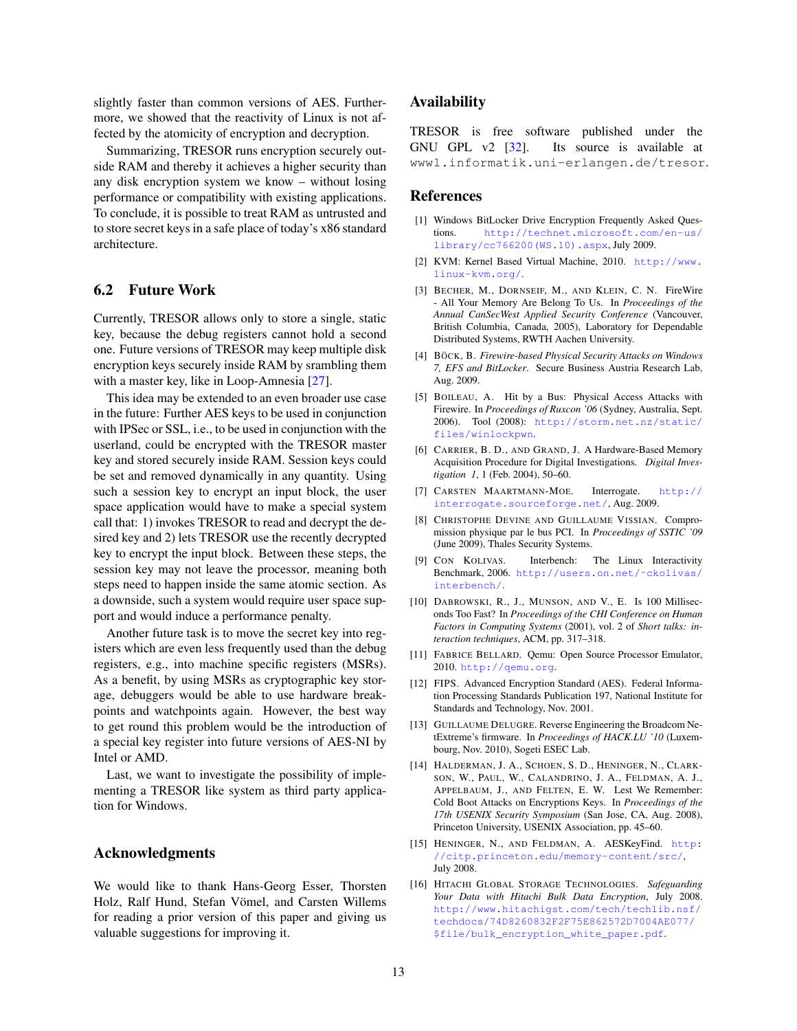slightly faster than common versions of AES. Furthermore, we showed that the reactivity of Linux is not affected by the atomicity of encryption and decryption.

Summarizing, TRESOR runs encryption securely outside RAM and thereby it achieves a higher security than any disk encryption system we know – without losing performance or compatibility with existing applications. To conclude, it is possible to treat RAM as untrusted and to store secret keys in a safe place of today's x86 standard architecture.

## 6.2 Future Work

Currently, TRESOR allows only to store a single, static key, because the debug registers cannot hold a second one. Future versions of TRESOR may keep multiple disk encryption keys securely inside RAM by srambling them with a master key, like in Loop-Amnesia [27].

This idea may be extended to an even broader use case in the future: Further AES keys to be used in conjunction with IPSec or SSL, i.e., to be used in conjunction with the userland, could be encrypted with the TRESOR master key and stored securely inside RAM. Session keys could be set and removed dynamically in any quantity. Using such a session key to encrypt an input block, the user space application would have to make a special system call that: 1) invokes TRESOR to read and decrypt the desired key and 2) lets TRESOR use the recently decrypted key to encrypt the input block. Between these steps, the session key may not leave the processor, meaning both steps need to happen inside the same atomic section. As a downside, such a system would require user space support and would induce a performance penalty.

Another future task is to move the secret key into registers which are even less frequently used than the debug registers, e.g., into machine specific registers (MSRs). As a benefit, by using MSRs as cryptographic key storage, debuggers would be able to use hardware breakpoints and watchpoints again. However, the best way to get round this problem would be the introduction of a special key register into future versions of AES-NI by Intel or AMD.

Last, we want to investigate the possibility of implementing a TRESOR like system as third party application for Windows.

## Acknowledgments

We would like to thank Hans-Georg Esser, Thorsten Holz, Ralf Hund, Stefan Vömel, and Carsten Willems for reading a prior version of this paper and giving us valuable suggestions for improving it.

## Availability

TRESOR is free software published under the GNU GPL v2 [32]. Its source is available at `www1.informatik.uni-erlangen.de/tresor`.

## References

[1] Windows BitLocker Drive Encryption Frequently Asked Questions. http://technet.microsoft.com/en-us/library/cc766200(WS.10).aspx, July 2009.

[2] KVM: Kernel Based Virtual Machine, 2010. http://www.linux-kvm.org/.

[3] Becher, M., Dornseif, M., and Klein, C. N. FireWire - All Your Memory Are Belong To Us. In *Proceedings of the Annual CanSecWest Applied Security Conference* (Vancouver, British Columbia, Canada, 2005), Laboratory for Dependable Distributed Systems, RWTH Aachen University.

[4] Böck, B. *Firewire-based Physical Security Attacks on Windows 7, EFS and BitLocker*. Secure Business Austria Research Lab, Aug. 2009.

[5] Boileau, A. Hit by a Bus: Physical Access Attacks with Firewire. In *Proceedings of Ruxcon '06* (Sydney, Australia, Sept. 2006). Tool (2008): http://storm.net.nz/static/files/winlockpwn.

[6] Carrier, B. D., and Grand, J. A Hardware-Based Memory Acquisition Procedure for Digital Investigations. *Digital Investigation 1*, 1 (Feb. 2004), 50–60.

[7] Carsten Maartmann-Moe. Interrogate. http://interrogate.sourceforge.net/, Aug. 2009.

[8] Christophe Devine and Guillaume Vissian. Compromission physique par le bus PCI. In *Proceedings of SSTIC '09* (June 2009), Thales Security Systems.

[9] Con Kolivas. Interbench: The Linux Interactivity Benchmark, 2006. http://users.on.net/~ckolivas/interbench/.

[10] Dabrowski, R., J., Munson, and V., E. Is 100 Milliseconds Too Fast? In *Proceedings of the CHI Conference on Human Factors in Computing Systems* (2001), vol. 2 of *Short talks: interaction techniques*, ACM, pp. 317–318.

[11] Fabrice Bellard. Qemu: Open Source Processor Emulator, 2010. http://qemu.org.

[12] FIPS. Advanced Encryption Standard (AES). Federal Information Processing Standards Publication 197, National Institute for Standards and Technology, Nov. 2001.

[13] Guillaume Delugre. Reverse Engineering the Broadcom NetExtreme's firmware. In *Proceedings of HACK.LU '10* (Luxembourg, Nov. 2010), Sogeti ESEC Lab.

[14] Halderman, J. A., Schoen, S. D., Heninger, N., Clarkson, W., Paul, W., Calandrino, J. A., Feldman, A. J., Appelbaum, J., and Felten, E. W. Lest We Remember: Cold Boot Attacks on Encryptions Keys. In *Proceedings of the 17th USENIX Security Symposium* (San Jose, CA, Aug. 2008), Princeton University, USENIX Association, pp. 45–60.

[15] Heninger, N., and Feldman, A. AESKeyFind. http://citp.princeton.edu/memory-content/src/, July 2008.

[16] Hitachi Global Storage Technologies. *Safeguarding Your Data with Hitachi Bulk Data Encryption*, July 2008. http://www.hitachigst.com/tech/techlib.nsf/techdocs/74D8260832F2F75E862572D7004AE077/$file/bulk_encryption_white_paper.pdf.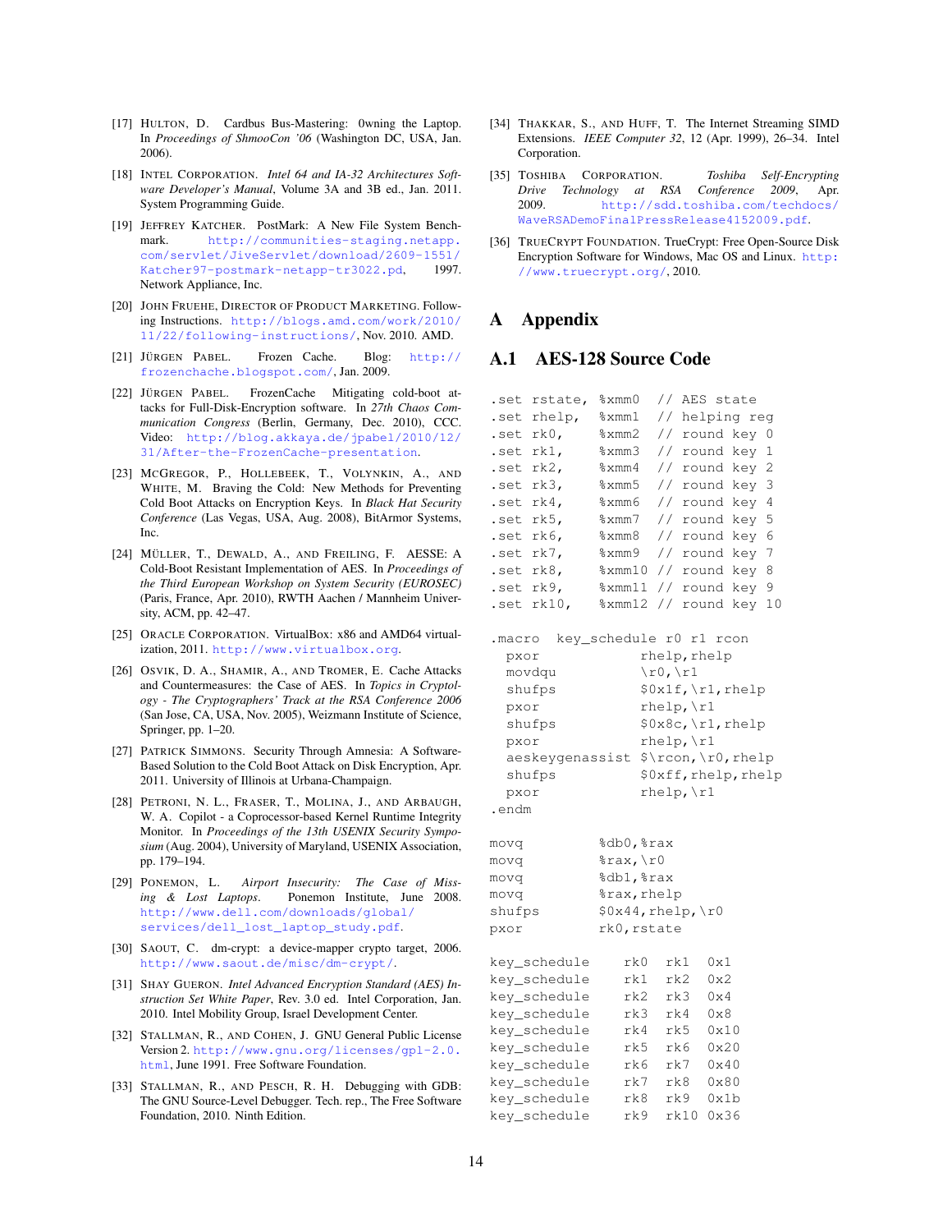[17] Hulton, D. Cardbus Bus-Mastering: 0wning the Laptop. In *Proceedings of ShmooCon '06* (Washington DC, USA, Jan. 2006).

[18] Intel Corporation. *Intel 64 and IA-32 Architectures Software Developer's Manual*, Volume 3A and 3B ed., Jan. 2011. System Programming Guide.

[19] Jeffrey Katcher. PostMark: A New File System Benchmark. http://communities-staging.netapp.com/servlet/JiveServlet/download/2609-1551/Katcher97-postmark-netapp-tr3022.pd, 1997. Network Appliance, Inc.

[20] John Fruehe, Director of Product Marketing. Following Instructions. http://blogs.amd.com/work/2010/11/22/following-instructions/, Nov. 2010. AMD.

[21] Jürgen Pabel. Frozen Cache. Blog: http://frozenchache.blogspot.com/, Jan. 2009.

[22] Jürgen Pabel. FrozenCache Mitigating cold-boot attacks for Full-Disk-Encryption software. In *27th Chaos Communication Congress* (Berlin, Germany, Dec. 2010), CCC. Video: http://blog.akkaya.de/jpabel/2010/12/31/After-the-FrozenCache-presentation.

[23] McGregor, P., Hollebeek, T., Volynkin, A., and White, M. Braving the Cold: New Methods for Preventing Cold Boot Attacks on Encryption Keys. In *Black Hat Security Conference* (Las Vegas, USA, Aug. 2008), BitArmor Systems, Inc.

[24] Müller, T., Dewald, A., and Freiling, F. AESSE: A Cold-Boot Resistant Implementation of AES. In *Proceedings of the Third European Workshop on System Security (EUROSEC)* (Paris, France, Apr. 2010), RWTH Aachen / Mannheim University, ACM, pp. 42–47.

[25] Oracle Corporation. VirtualBox: x86 and AMD64 virtualization, 2011. http://www.virtualbox.org.

[26] Osvik, D. A., Shamir, A., and Tromer, E. Cache Attacks and Countermeasures: the Case of AES. In *Topics in Cryptology - The Cryptographers' Track at the RSA Conference 2006* (San Jose, CA, USA, Nov. 2005), Weizmann Institute of Science, Springer, pp. 1–20.

[27] Patrick Simmons. Security Through Amnesia: A Software-Based Solution to the Cold Boot Attack on Disk Encryption, Apr. 2011. University of Illinois at Urbana-Champaign.

[28] Petroni, N. L., Fraser, T., Molina, J., and Arbaugh, W. A. Copilot - a Coprocessor-based Kernel Runtime Integrity Monitor. In *Proceedings of the 13th USENIX Security Symposium* (Aug. 2004), University of Maryland, USENIX Association, pp. 179–194.

[29] Ponemon, L. *Airport Insecurity: The Case of Missing & Lost Laptops*. Ponemon Institute, June 2008. http://www.dell.com/downloads/global/services/dell_lost_laptop_study.pdf.

[30] Saout, C. dm-crypt: a device-mapper crypto target, 2006. http://www.saout.de/misc/dm-crypt/.

[31] Shay Gueron. *Intel Advanced Encryption Standard (AES) Instruction Set White Paper*, Rev. 3.0 ed. Intel Corporation, Jan. 2010. Intel Mobility Group, Israel Development Center.

[32] Stallman, R., and Cohen, J. GNU General Public License Version 2. http://www.gnu.org/licenses/gpl-2.0.html, June 1991. Free Software Foundation.

[33] Stallman, R., and Pesch, R. H. Debugging with GDB: The GNU Source-Level Debugger. Tech. rep., The Free Software Foundation, 2010. Ninth Edition.

[34] Thakkar, S., and Huff, T. The Internet Streaming SIMD Extensions. *IEEE Computer 32*, 12 (Apr. 1999), 26–34. Intel Corporation.

[35] Toshiba Corporation. *Toshiba Self-Encrypting Drive Technology at RSA Conference 2009*, Apr. 2009. http://sdd.toshiba.com/techdocs/WaveRSADemoFinalPressRelease4152009.pdf.

[36] TrueCrypt Foundation. TrueCrypt: Free Open-Source Disk Encryption Software for Windows, Mac OS and Linux. http://www.truecrypt.org/, 2010.

# A Appendix

## A.1 AES-128 Source Code

```
.set rstate, %xmm0  // AES state
.set rhelp,  %xmm1  // helping reg
.set rk0,    %xmm2  // round key 0
.set rk1,    %xmm3  // round key 1
.set rk2,    %xmm4  // round key 2
.set rk3,    %xmm5  // round key 3
.set rk4,    %xmm6  // round key 4
.set rk5,    %xmm7  // round key 5
.set rk6,    %xmm8  // round key 6
.set rk7,    %xmm9  // round key 7
.set rk8,    %xmm10 // round key 8
.set rk9,    %xmm11 // round key 9
.set rk10,   %xmm12 // round key 10

.macro  key_schedule r0 r1 rcon
  pxor            rhelp,rhelp
  movdqu          \r0,\r1
  shufps          $0x1f,\r1,rhelp
  pxor            rhelp,\r1
  shufps          $0x8c,\r1,rhelp
  pxor            rhelp,\r1
  aeskeygenassist $\rcon,\r0,rhelp
  shufps          $0xff,rhelp,rhelp
  pxor            rhelp,\r1
.endm

movq          %db0,%rax
movq          %rax,\r0
movq          %db1,%rax
movq          %rax,rhelp
shufps        $0x44,rhelp,\r0
pxor          rk0,rstate

key_schedule    rk0  rk1  0x1
key_schedule    rk1  rk2  0x2
key_schedule    rk2  rk3  0x4
key_schedule    rk3  rk4  0x8
key_schedule    rk4  rk5  0x10
key_schedule    rk5  rk6  0x20
key_schedule    rk6  rk7  0x40
key_schedule    rk7  rk8  0x80
key_schedule    rk8  rk9  0x1b
key_schedule    rk9  rk10 0x36
```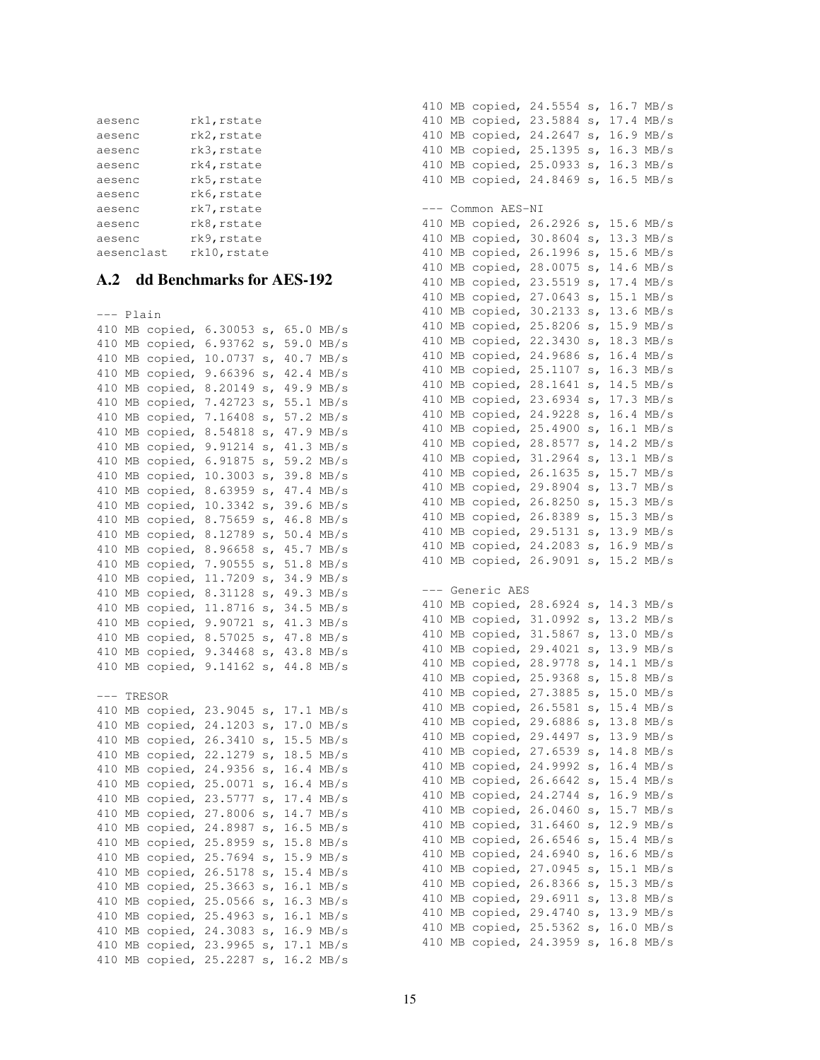```
aesenc      rk1,rstate
aesenc      rk2,rstate
aesenc      rk3,rstate
aesenc      rk4,rstate
aesenc      rk5,rstate
aesenc      rk6,rstate
aesenc      rk7,rstate
aesenc      rk8,rstate
aesenc      rk9,rstate
aesenclast  rk10,rstate
```

## A.2 dd Benchmarks for AES-192

```
--- Plain
410 MB copied, 6.30053 s, 65.0 MB/s
410 MB copied, 6.93762 s, 59.0 MB/s
410 MB copied, 10.0737 s, 40.7 MB/s
410 MB copied, 9.66396 s, 42.4 MB/s
410 MB copied, 8.20149 s, 49.9 MB/s
410 MB copied, 7.42723 s, 55.1 MB/s
410 MB copied, 7.16408 s, 57.2 MB/s
410 MB copied, 8.54818 s, 47.9 MB/s
410 MB copied, 9.91214 s, 41.3 MB/s
410 MB copied, 6.91875 s, 59.2 MB/s
410 MB copied, 10.3003 s, 39.8 MB/s
410 MB copied, 8.63959 s, 47.4 MB/s
410 MB copied, 10.3342 s, 39.6 MB/s
410 MB copied, 8.75659 s, 46.8 MB/s
410 MB copied, 8.12789 s, 50.4 MB/s
410 MB copied, 8.96658 s, 45.7 MB/s
410 MB copied, 7.90555 s, 51.8 MB/s
410 MB copied, 11.7209 s, 34.9 MB/s
410 MB copied, 8.31128 s, 49.3 MB/s
410 MB copied, 11.8716 s, 34.5 MB/s
410 MB copied, 9.90721 s, 41.3 MB/s
410 MB copied, 8.57025 s, 47.8 MB/s
410 MB copied, 9.34468 s, 43.8 MB/s
410 MB copied, 9.14162 s, 44.8 MB/s

--- TRESOR
410 MB copied, 23.9045 s, 17.1 MB/s
410 MB copied, 24.1203 s, 17.0 MB/s
410 MB copied, 26.3410 s, 15.5 MB/s
410 MB copied, 22.1279 s, 18.5 MB/s
410 MB copied, 24.9356 s, 16.4 MB/s
410 MB copied, 25.0071 s, 16.4 MB/s
410 MB copied, 23.5777 s, 17.4 MB/s
410 MB copied, 27.8006 s, 14.7 MB/s
410 MB copied, 24.8987 s, 16.5 MB/s
410 MB copied, 25.8959 s, 15.8 MB/s
410 MB copied, 25.7694 s, 15.9 MB/s
410 MB copied, 26.5178 s, 15.4 MB/s
410 MB copied, 25.3663 s, 16.1 MB/s
410 MB copied, 25.0566 s, 16.3 MB/s
410 MB copied, 25.4963 s, 16.1 MB/s
410 MB copied, 24.3083 s, 16.9 MB/s
410 MB copied, 23.9965 s, 17.1 MB/s
410 MB copied, 25.2287 s, 16.2 MB/s
410 MB copied, 24.5554 s, 16.7 MB/s
410 MB copied, 23.5884 s, 17.4 MB/s
410 MB copied, 24.2647 s, 16.9 MB/s
410 MB copied, 25.1395 s, 16.3 MB/s
410 MB copied, 25.0933 s, 16.3 MB/s
410 MB copied, 24.8469 s, 16.5 MB/s

--- Common AES-NI
410 MB copied, 26.2926 s, 15.6 MB/s
410 MB copied, 30.8604 s, 13.3 MB/s
410 MB copied, 26.1996 s, 15.6 MB/s
410 MB copied, 28.0075 s, 14.6 MB/s
410 MB copied, 23.5519 s, 17.4 MB/s
410 MB copied, 27.0643 s, 15.1 MB/s
410 MB copied, 30.2133 s, 13.6 MB/s
410 MB copied, 25.8206 s, 15.9 MB/s
410 MB copied, 22.3430 s, 18.3 MB/s
410 MB copied, 24.9686 s, 16.4 MB/s
410 MB copied, 25.1107 s, 16.3 MB/s
410 MB copied, 28.1641 s, 14.5 MB/s
410 MB copied, 23.6934 s, 17.3 MB/s
410 MB copied, 24.9228 s, 16.4 MB/s
410 MB copied, 25.4900 s, 16.1 MB/s
410 MB copied, 28.8577 s, 14.2 MB/s
410 MB copied, 31.2964 s, 13.1 MB/s
410 MB copied, 26.1635 s, 15.7 MB/s
410 MB copied, 29.8904 s, 13.7 MB/s
410 MB copied, 26.8250 s, 15.3 MB/s
410 MB copied, 26.8389 s, 15.3 MB/s
410 MB copied, 29.5131 s, 13.9 MB/s
410 MB copied, 24.2083 s, 16.9 MB/s
410 MB copied, 26.9091 s, 15.2 MB/s

--- Generic AES
410 MB copied, 28.6924 s, 14.3 MB/s
410 MB copied, 31.0992 s, 13.2 MB/s
410 MB copied, 31.5867 s, 13.0 MB/s
410 MB copied, 29.4021 s, 13.9 MB/s
410 MB copied, 28.9778 s, 14.1 MB/s
410 MB copied, 25.9368 s, 15.8 MB/s
410 MB copied, 27.3885 s, 15.0 MB/s
410 MB copied, 26.5581 s, 15.4 MB/s
410 MB copied, 29.6886 s, 13.8 MB/s
410 MB copied, 29.4497 s, 13.9 MB/s
410 MB copied, 27.6539 s, 14.8 MB/s
410 MB copied, 24.9992 s, 16.4 MB/s
410 MB copied, 26.6642 s, 15.4 MB/s
410 MB copied, 24.2744 s, 16.9 MB/s
410 MB copied, 26.0460 s, 15.7 MB/s
410 MB copied, 31.6460 s, 12.9 MB/s
410 MB copied, 26.6546 s, 15.4 MB/s
410 MB copied, 24.6940 s, 16.6 MB/s
410 MB copied, 27.0945 s, 15.1 MB/s
410 MB copied, 26.8366 s, 15.3 MB/s
410 MB copied, 29.6911 s, 13.8 MB/s
410 MB copied, 29.4740 s, 13.9 MB/s
410 MB copied, 25.5362 s, 16.0 MB/s
410 MB copied, 24.3959 s, 16.8 MB/s
```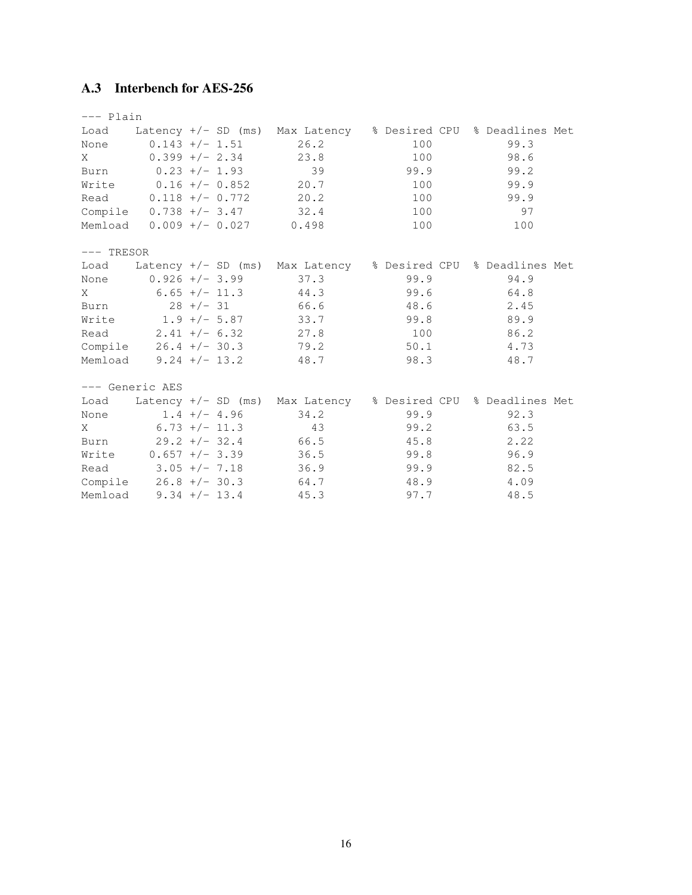### A.3 Interbench for AES-256

--- Plain

| Load | Latency +/- SD (ms) | Max Latency | % Desired CPU | % Deadlines Met |
| --- | --- | --- | --- | --- |
| None | 0.143 +/- 1.51 | 26.2 | 100 | 99.3 |
| X | 0.399 +/- 2.34 | 23.8 | 100 | 98.6 |
| Burn | 0.23 +/- 1.93 | 39 | 99.9 | 99.2 |
| Write | 0.16 +/- 0.852 | 20.7 | 100 | 99.9 |
| Read | 0.118 +/- 0.772 | 20.2 | 100 | 99.9 |
| Compile | 0.738 +/- 3.47 | 32.4 | 100 | 97 |
| Memload | 0.009 +/- 0.027 | 0.498 | 100 | 100 |

--- TRESOR

| Load | Latency +/- SD (ms) | Max Latency | % Desired CPU | % Deadlines Met |
| --- | --- | --- | --- | --- |
| None | 0.926 +/- 3.99 | 37.3 | 99.9 | 94.9 |
| X | 6.65 +/- 11.3 | 44.3 | 99.6 | 64.8 |
| Burn | 28 +/- 31 | 66.6 | 48.6 | 2.45 |
| Write | 1.9 +/- 5.87 | 33.7 | 99.8 | 89.9 |
| Read | 2.41 +/- 6.32 | 27.8 | 100 | 86.2 |
| Compile | 26.4 +/- 30.3 | 79.2 | 50.1 | 4.73 |
| Memload | 9.24 +/- 13.2 | 48.7 | 98.3 | 48.7 |

--- Generic AES

| Load | Latency +/- SD (ms) | Max Latency | % Desired CPU | % Deadlines Met |
| --- | --- | --- | --- | --- |
| None | 1.4 +/- 4.96 | 34.2 | 99.9 | 92.3 |
| X | 6.73 +/- 11.3 | 43 | 99.2 | 63.5 |
| Burn | 29.2 +/- 32.4 | 66.5 | 45.8 | 2.22 |
| Write | 0.657 +/- 3.39 | 36.5 | 99.8 | 96.9 |
| Read | 3.05 +/- 7.18 | 36.9 | 99.9 | 82.5 |
| Compile | 26.8 +/- 30.3 | 64.7 | 48.9 | 4.09 |
| Memload | 9.34 +/- 13.4 | 45.3 | 97.7 | 48.5 |